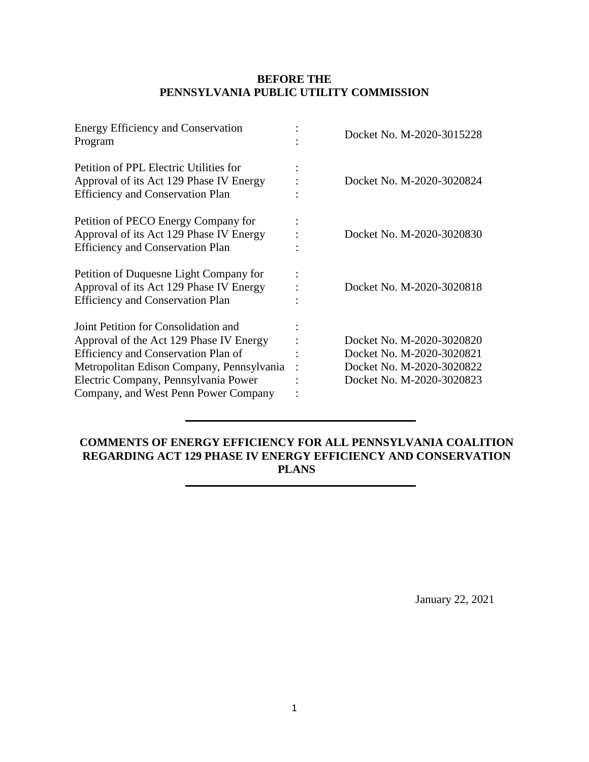**BEFORE THE**
**PENNSYLVANIA PUBLIC UTILITY COMMISSION**

| | | |
|---|---|---|
| Energy Efficiency and Conservation Program | : | Docket No. M-2020-3015228 |
| Petition of PPL Electric Utilities for Approval of its Act 129 Phase IV Energy Efficiency and Conservation Plan | : | Docket No. M-2020-3020824 |
| Petition of PECO Energy Company for Approval of its Act 129 Phase IV Energy Efficiency and Conservation Plan | : | Docket No. M-2020-3020830 |
| Petition of Duquesne Light Company for Approval of its Act 129 Phase IV Energy Efficiency and Conservation Plan | : | Docket No. M-2020-3020818 |
| Joint Petition for Consolidation and Approval of the Act 129 Phase IV Energy Efficiency and Conservation Plan of Metropolitan Edison Company, Pennsylvania Electric Company, Pennsylvania Power Company, and West Penn Power Company | : | Docket No. M-2020-3020820<br>Docket No. M-2020-3020821<br>Docket No. M-2020-3020822<br>Docket No. M-2020-3020823 |

---

**COMMENTS OF ENERGY EFFICIENCY FOR ALL PENNSYLVANIA COALITION REGARDING ACT 129 PHASE IV ENERGY EFFICIENCY AND CONSERVATION PLANS**

---

January 22, 2021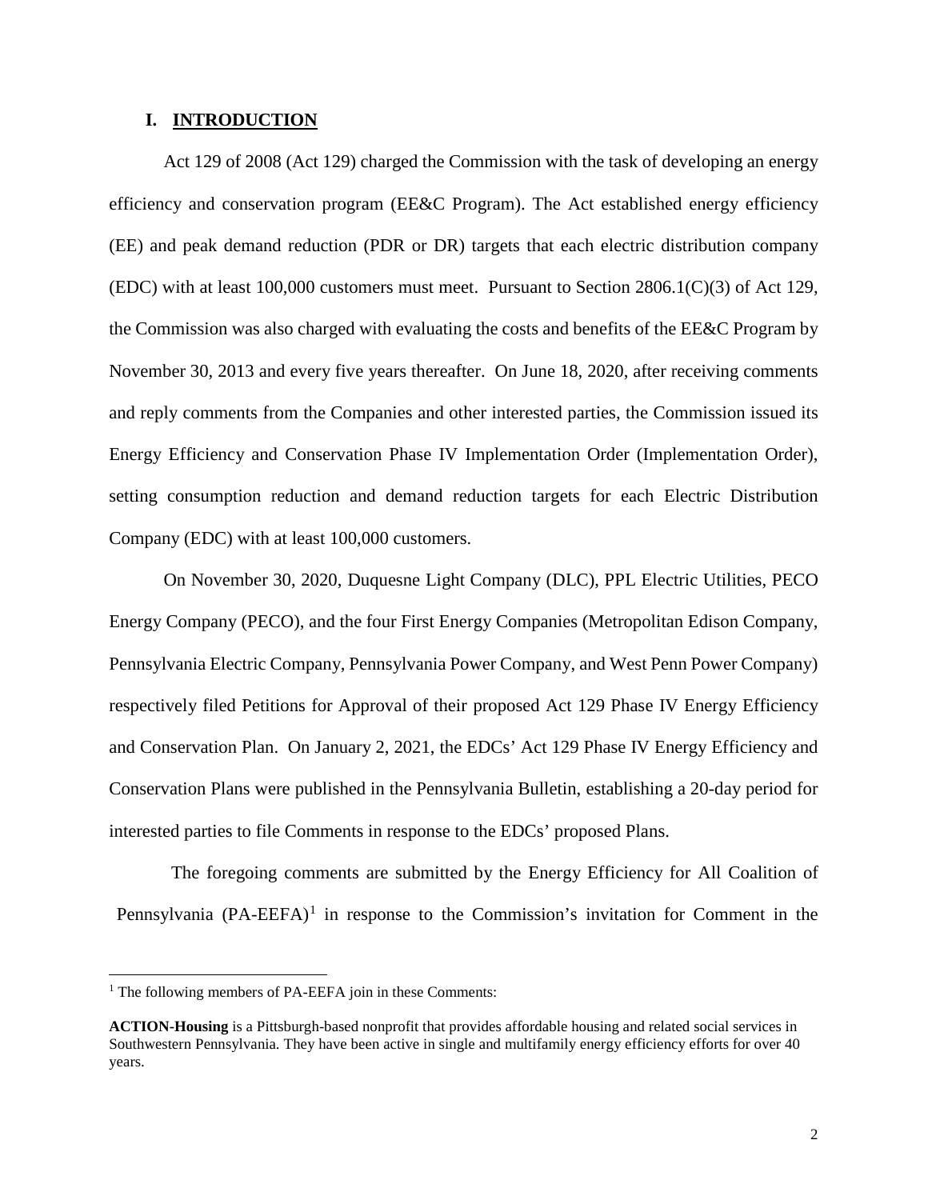## I. INTRODUCTION

Act 129 of 2008 (Act 129) charged the Commission with the task of developing an energy efficiency and conservation program (EE&C Program). The Act established energy efficiency (EE) and peak demand reduction (PDR or DR) targets that each electric distribution company (EDC) with at least 100,000 customers must meet. Pursuant to Section 2806.1(C)(3) of Act 129, the Commission was also charged with evaluating the costs and benefits of the EE&C Program by November 30, 2013 and every five years thereafter. On June 18, 2020, after receiving comments and reply comments from the Companies and other interested parties, the Commission issued its Energy Efficiency and Conservation Phase IV Implementation Order (Implementation Order), setting consumption reduction and demand reduction targets for each Electric Distribution Company (EDC) with at least 100,000 customers.

On November 30, 2020, Duquesne Light Company (DLC), PPL Electric Utilities, PECO Energy Company (PECO), and the four First Energy Companies (Metropolitan Edison Company, Pennsylvania Electric Company, Pennsylvania Power Company, and West Penn Power Company) respectively filed Petitions for Approval of their proposed Act 129 Phase IV Energy Efficiency and Conservation Plan. On January 2, 2021, the EDCs' Act 129 Phase IV Energy Efficiency and Conservation Plans were published in the Pennsylvania Bulletin, establishing a 20-day period for interested parties to file Comments in response to the EDCs' proposed Plans.

The foregoing comments are submitted by the Energy Efficiency for All Coalition of Pennsylvania (PA-EEFA)[1] in response to the Commission's invitation for Comment in the

---

[1] The following members of PA-EEFA join in these Comments:

**ACTION-Housing** is a Pittsburgh-based nonprofit that provides affordable housing and related social services in Southwestern Pennsylvania. They have been active in single and multifamily energy efficiency efforts for over 40 years.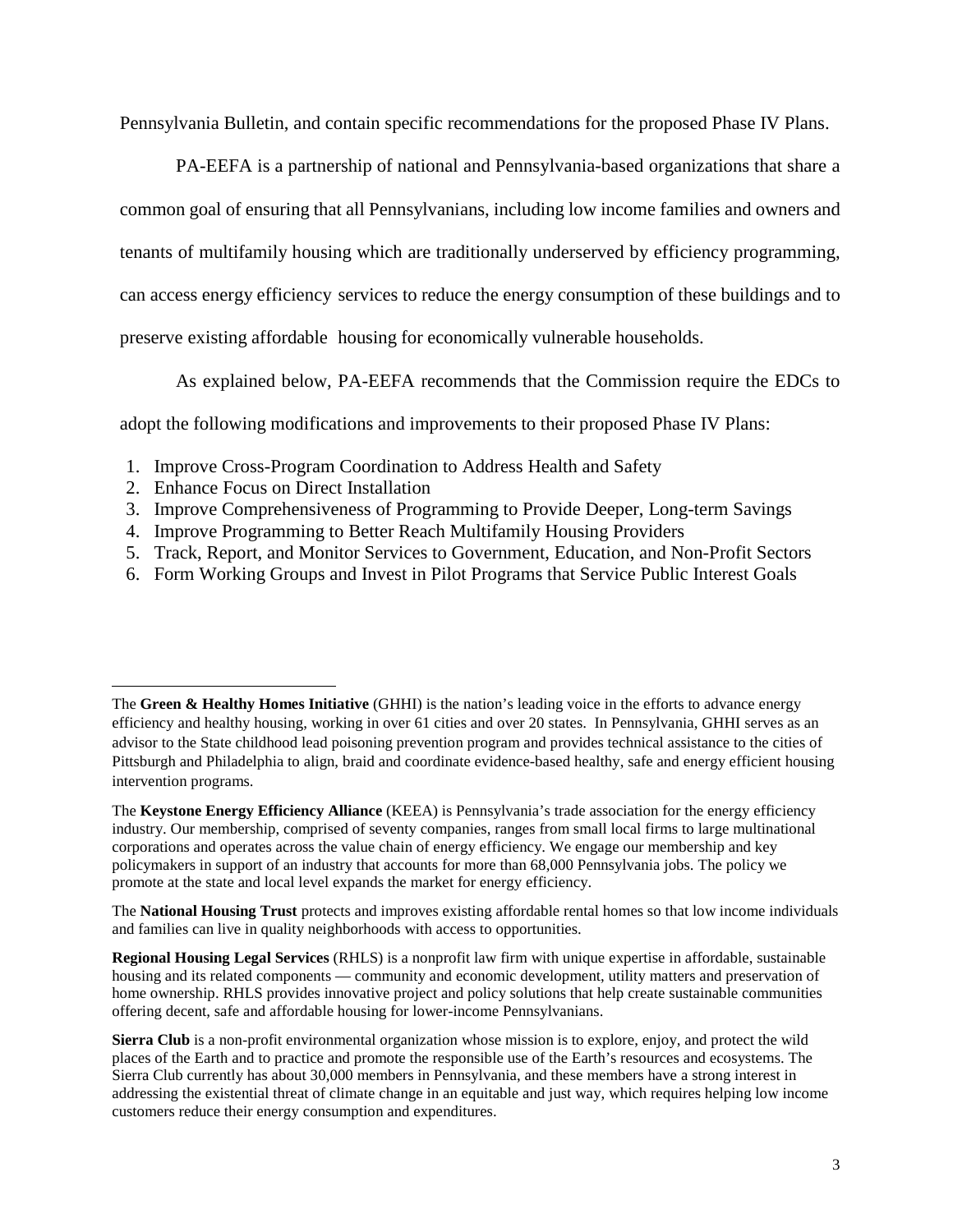Pennsylvania Bulletin, and contain specific recommendations for the proposed Phase IV Plans.

PA-EEFA is a partnership of national and Pennsylvania-based organizations that share a common goal of ensuring that all Pennsylvanians, including low income families and owners and tenants of multifamily housing which are traditionally underserved by efficiency programming, can access energy efficiency services to reduce the energy consumption of these buildings and to preserve existing affordable housing for economically vulnerable households.

As explained below, PA-EEFA recommends that the Commission require the EDCs to adopt the following modifications and improvements to their proposed Phase IV Plans:

1. Improve Cross-Program Coordination to Address Health and Safety
2. Enhance Focus on Direct Installation
3. Improve Comprehensiveness of Programming to Provide Deeper, Long-term Savings
4. Improve Programming to Better Reach Multifamily Housing Providers
5. Track, Report, and Monitor Services to Government, Education, and Non-Profit Sectors
6. Form Working Groups and Invest in Pilot Programs that Service Public Interest Goals

---

The **Green & Healthy Homes Initiative** (GHHI) is the nation's leading voice in the efforts to advance energy efficiency and healthy housing, working in over 61 cities and over 20 states. In Pennsylvania, GHHI serves as an advisor to the State childhood lead poisoning prevention program and provides technical assistance to the cities of Pittsburgh and Philadelphia to align, braid and coordinate evidence-based healthy, safe and energy efficient housing intervention programs.

The **Keystone Energy Efficiency Alliance** (KEEA) is Pennsylvania's trade association for the energy efficiency industry. Our membership, comprised of seventy companies, ranges from small local firms to large multinational corporations and operates across the value chain of energy efficiency. We engage our membership and key policymakers in support of an industry that accounts for more than 68,000 Pennsylvania jobs. The policy we promote at the state and local level expands the market for energy efficiency.

The **National Housing Trust** protects and improves existing affordable rental homes so that low income individuals and families can live in quality neighborhoods with access to opportunities.

**Regional Housing Legal Services** (RHLS) is a nonprofit law firm with unique expertise in affordable, sustainable housing and its related components — community and economic development, utility matters and preservation of home ownership. RHLS provides innovative project and policy solutions that help create sustainable communities offering decent, safe and affordable housing for lower-income Pennsylvanians.

**Sierra Club** is a non-profit environmental organization whose mission is to explore, enjoy, and protect the wild places of the Earth and to practice and promote the responsible use of the Earth's resources and ecosystems. The Sierra Club currently has about 30,000 members in Pennsylvania, and these members have a strong interest in addressing the existential threat of climate change in an equitable and just way, which requires helping low income customers reduce their energy consumption and expenditures.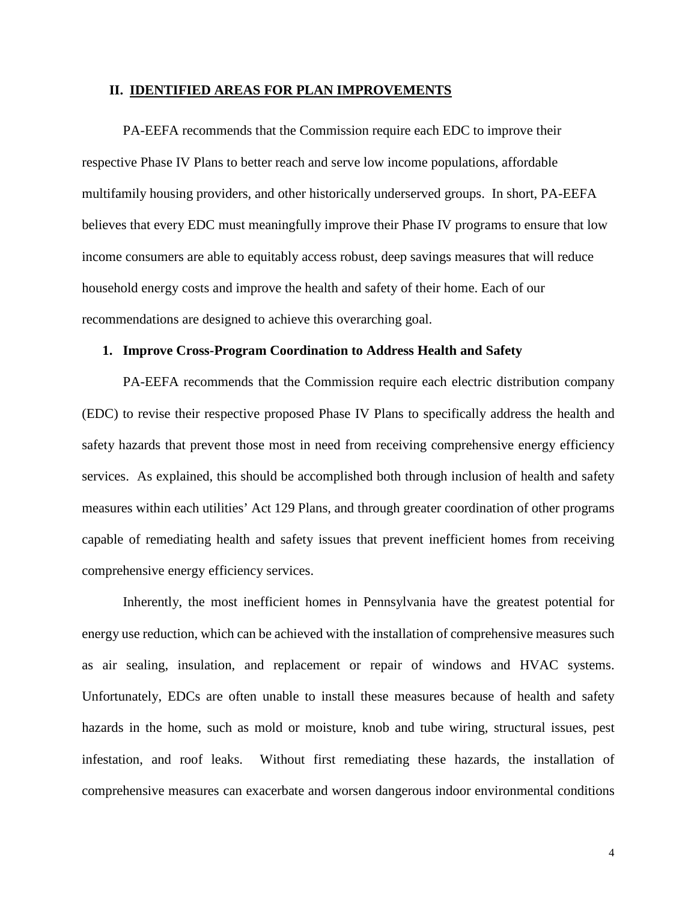## II. IDENTIFIED AREAS FOR PLAN IMPROVEMENTS

PA-EEFA recommends that the Commission require each EDC to improve their respective Phase IV Plans to better reach and serve low income populations, affordable multifamily housing providers, and other historically underserved groups. In short, PA-EEFA believes that every EDC must meaningfully improve their Phase IV programs to ensure that low income consumers are able to equitably access robust, deep savings measures that will reduce household energy costs and improve the health and safety of their home. Each of our recommendations are designed to achieve this overarching goal.

### 1. Improve Cross-Program Coordination to Address Health and Safety

PA-EEFA recommends that the Commission require each electric distribution company (EDC) to revise their respective proposed Phase IV Plans to specifically address the health and safety hazards that prevent those most in need from receiving comprehensive energy efficiency services. As explained, this should be accomplished both through inclusion of health and safety measures within each utilities' Act 129 Plans, and through greater coordination of other programs capable of remediating health and safety issues that prevent inefficient homes from receiving comprehensive energy efficiency services.

Inherently, the most inefficient homes in Pennsylvania have the greatest potential for energy use reduction, which can be achieved with the installation of comprehensive measures such as air sealing, insulation, and replacement or repair of windows and HVAC systems. Unfortunately, EDCs are often unable to install these measures because of health and safety hazards in the home, such as mold or moisture, knob and tube wiring, structural issues, pest infestation, and roof leaks. Without first remediating these hazards, the installation of comprehensive measures can exacerbate and worsen dangerous indoor environmental conditions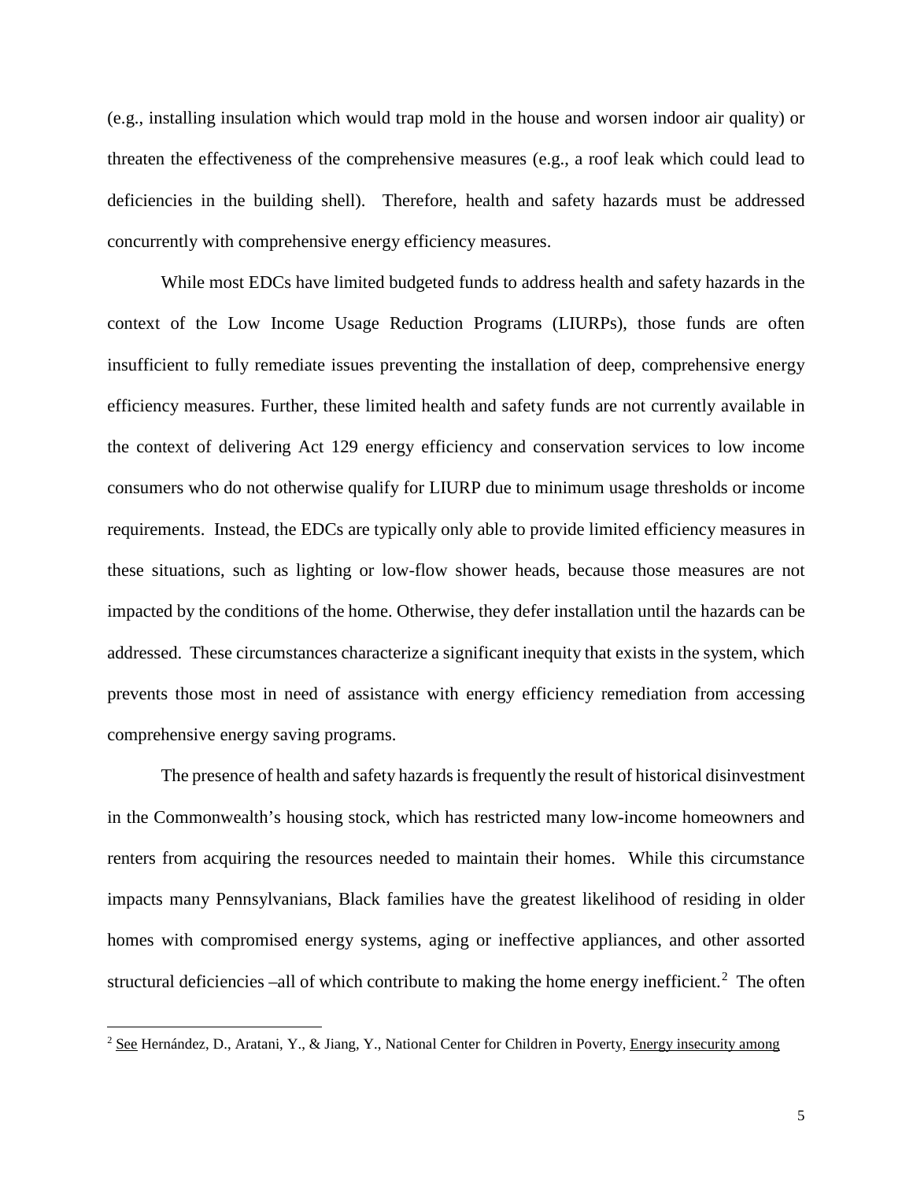(e.g., installing insulation which would trap mold in the house and worsen indoor air quality) or threaten the effectiveness of the comprehensive measures (e.g., a roof leak which could lead to deficiencies in the building shell). Therefore, health and safety hazards must be addressed concurrently with comprehensive energy efficiency measures.

While most EDCs have limited budgeted funds to address health and safety hazards in the context of the Low Income Usage Reduction Programs (LIURPs), those funds are often insufficient to fully remediate issues preventing the installation of deep, comprehensive energy efficiency measures. Further, these limited health and safety funds are not currently available in the context of delivering Act 129 energy efficiency and conservation services to low income consumers who do not otherwise qualify for LIURP due to minimum usage thresholds or income requirements. Instead, the EDCs are typically only able to provide limited efficiency measures in these situations, such as lighting or low-flow shower heads, because those measures are not impacted by the conditions of the home. Otherwise, they defer installation until the hazards can be addressed. These circumstances characterize a significant inequity that exists in the system, which prevents those most in need of assistance with energy efficiency remediation from accessing comprehensive energy saving programs.

The presence of health and safety hazards is frequently the result of historical disinvestment in the Commonwealth's housing stock, which has restricted many low-income homeowners and renters from acquiring the resources needed to maintain their homes. While this circumstance impacts many Pennsylvanians, Black families have the greatest likelihood of residing in older homes with compromised energy systems, aging or ineffective appliances, and other assorted structural deficiencies –all of which contribute to making the home energy inefficient.[2] The often

[2] See Hernández, D., Aratani, Y., & Jiang, Y., National Center for Children in Poverty, Energy insecurity among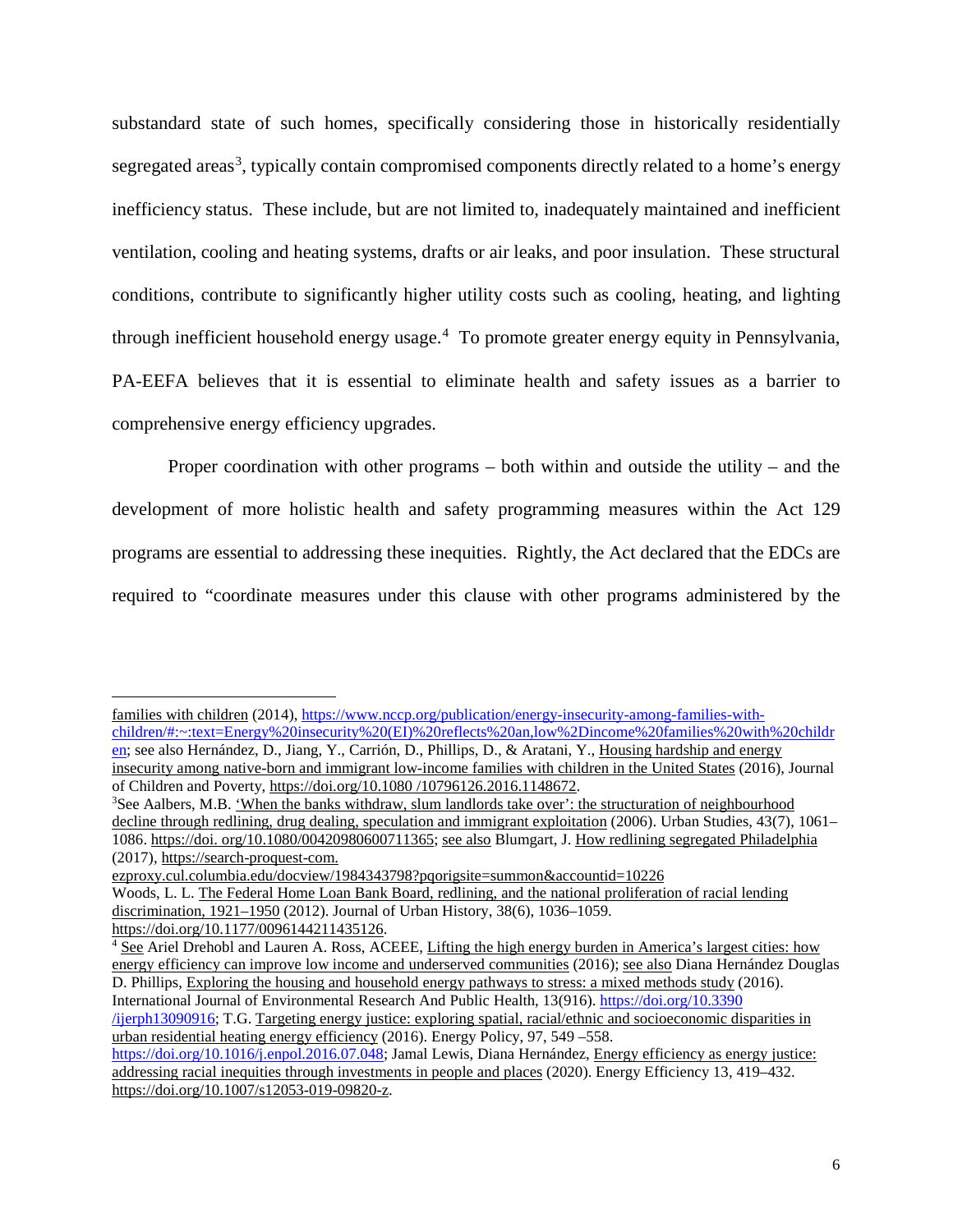substandard state of such homes, specifically considering those in historically residentially segregated areas[3], typically contain compromised components directly related to a home's energy inefficiency status. These include, but are not limited to, inadequately maintained and inefficient ventilation, cooling and heating systems, drafts or air leaks, and poor insulation. These structural conditions, contribute to significantly higher utility costs such as cooling, heating, and lighting through inefficient household energy usage.[4] To promote greater energy equity in Pennsylvania, PA-EEFA believes that it is essential to eliminate health and safety issues as a barrier to comprehensive energy efficiency upgrades.

Proper coordination with other programs – both within and outside the utility – and the development of more holistic health and safety programming measures within the Act 129 programs are essential to addressing these inequities. Rightly, the Act declared that the EDCs are required to "coordinate measures under this clause with other programs administered by the

---

families with children (2014), https://www.nccp.org/publication/energy-insecurity-among-families-with-children/#:~:text=Energy%20insecurity%20(EI)%20reflects%20an,low%2Dincome%20families%20with%20children; see also Hernández, D., Jiang, Y., Carrión, D., Phillips, D., & Aratani, Y., Housing hardship and energy insecurity among native-born and immigrant low-income families with children in the United States (2016), Journal of Children and Poverty, https://doi.org/10.1080 /10796126.2016.1148672.

[3] See Aalbers, M.B. 'When the banks withdraw, slum landlords take over': the structuration of neighbourhood decline through redlining, drug dealing, speculation and immigrant exploitation (2006). Urban Studies, 43(7), 1061–1086. https://doi. org/10.1080/00420980600711365; see also Blumgart, J. How redlining segregated Philadelphia (2017), https://search-proquest-com.ezproxy.cul.columbia.edu/docview/1984343798?pqorigsite=summon&accountid=10226 Woods, L. L. The Federal Home Loan Bank Board, redlining, and the national proliferation of racial lending discrimination, 1921–1950 (2012). Journal of Urban History, 38(6), 1036–1059. https://doi.org/10.1177/0096144211435126.

[4] See Ariel Drehobl and Lauren A. Ross, ACEEE, Lifting the high energy burden in America's largest cities: how energy efficiency can improve low income and underserved communities (2016); see also Diana Hernández Douglas D. Phillips, Exploring the housing and household energy pathways to stress: a mixed methods study (2016). International Journal of Environmental Research And Public Health, 13(916). https://doi.org/10.3390 /ijerph13090916; T.G. Targeting energy justice: exploring spatial, racial/ethnic and socioeconomic disparities in urban residential heating energy efficiency (2016). Energy Policy, 97, 549 –558. https://doi.org/10.1016/j.enpol.2016.07.048; Jamal Lewis, Diana Hernández, Energy efficiency as energy justice: addressing racial inequities through investments in people and places (2020). Energy Efficiency 13, 419–432. https://doi.org/10.1007/s12053-019-09820-z.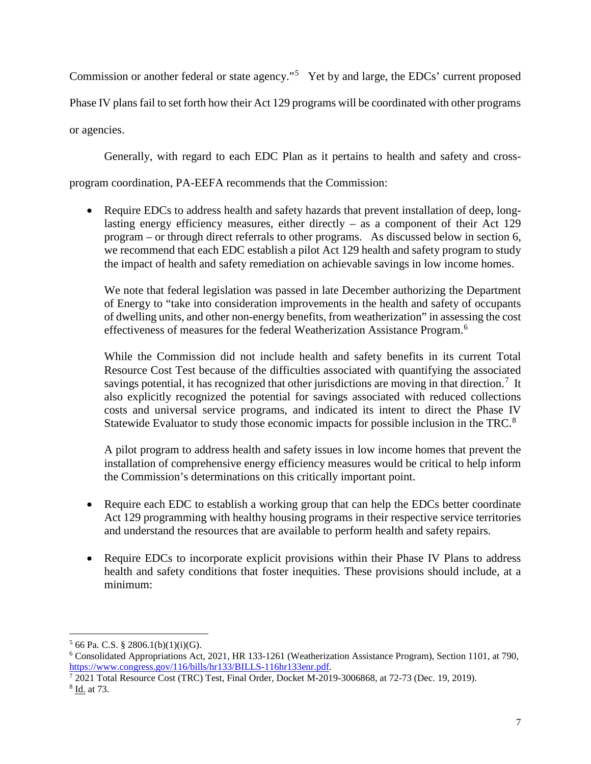Commission or another federal or state agency."[5] Yet by and large, the EDCs' current proposed Phase IV plans fail to set forth how their Act 129 programs will be coordinated with other programs or agencies.

Generally, with regard to each EDC Plan as it pertains to health and safety and cross-program coordination, PA-EEFA recommends that the Commission:

- Require EDCs to address health and safety hazards that prevent installation of deep, long-lasting energy efficiency measures, either directly – as a component of their Act 129 program – or through direct referrals to other programs. As discussed below in section 6, we recommend that each EDC establish a pilot Act 129 health and safety program to study the impact of health and safety remediation on achievable savings in low income homes.

  We note that federal legislation was passed in late December authorizing the Department of Energy to "take into consideration improvements in the health and safety of occupants of dwelling units, and other non-energy benefits, from weatherization" in assessing the cost effectiveness of measures for the federal Weatherization Assistance Program.[6]

  While the Commission did not include health and safety benefits in its current Total Resource Cost Test because of the difficulties associated with quantifying the associated savings potential, it has recognized that other jurisdictions are moving in that direction.[7] It also explicitly recognized the potential for savings associated with reduced collections costs and universal service programs, and indicated its intent to direct the Phase IV Statewide Evaluator to study those economic impacts for possible inclusion in the TRC.[8]

  A pilot program to address health and safety issues in low income homes that prevent the installation of comprehensive energy efficiency measures would be critical to help inform the Commission's determinations on this critically important point.

- Require each EDC to establish a working group that can help the EDCs better coordinate Act 129 programming with healthy housing programs in their respective service territories and understand the resources that are available to perform health and safety repairs.

- Require EDCs to incorporate explicit provisions within their Phase IV Plans to address health and safety conditions that foster inequities. These provisions should include, at a minimum:

---

[5] 66 Pa. C.S. § 2806.1(b)(1)(i)(G).

[6] Consolidated Appropriations Act, 2021, HR 133-1261 (Weatherization Assistance Program), Section 1101, at 790, https://www.congress.gov/116/bills/hr133/BILLS-116hr133enr.pdf.

[7] 2021 Total Resource Cost (TRC) Test, Final Order, Docket M-2019-3006868, at 72-73 (Dec. 19, 2019).

[8] Id. at 73.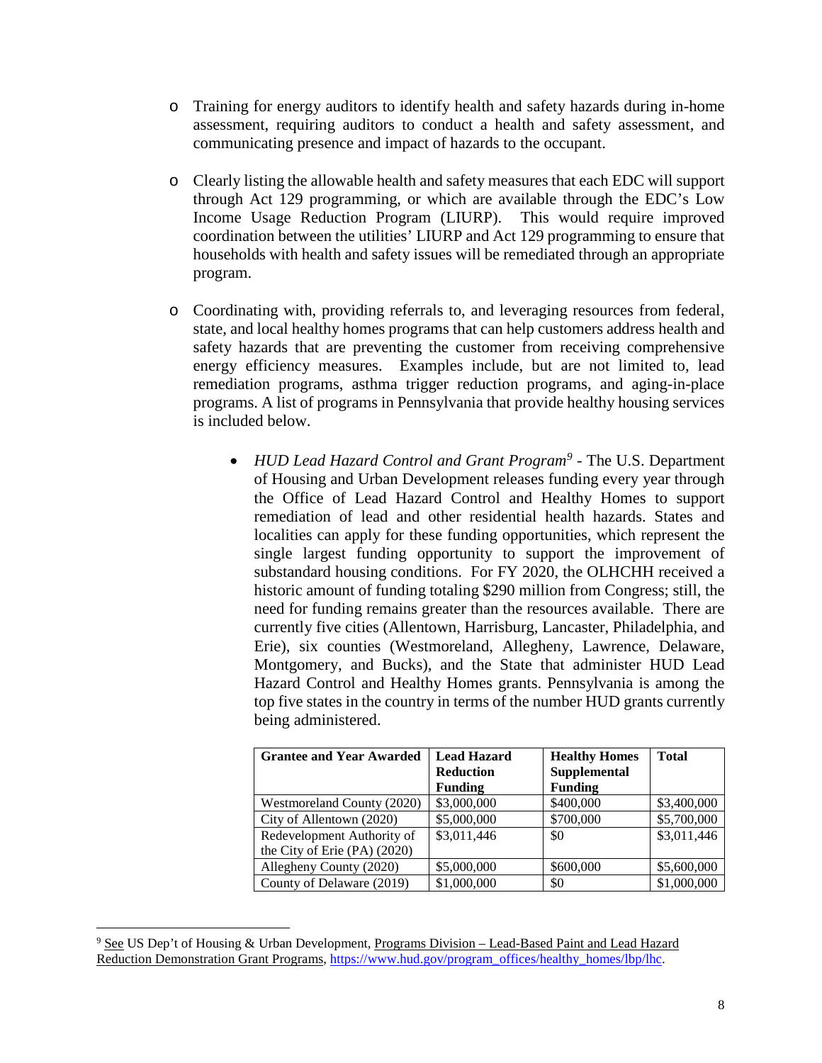- Training for energy auditors to identify health and safety hazards during in-home assessment, requiring auditors to conduct a health and safety assessment, and communicating presence and impact of hazards to the occupant.

- Clearly listing the allowable health and safety measures that each EDC will support through Act 129 programming, or which are available through the EDC's Low Income Usage Reduction Program (LIURP). This would require improved coordination between the utilities' LIURP and Act 129 programming to ensure that households with health and safety issues will be remediated through an appropriate program.

- Coordinating with, providing referrals to, and leveraging resources from federal, state, and local healthy homes programs that can help customers address health and safety hazards that are preventing the customer from receiving comprehensive energy efficiency measures. Examples include, but are not limited to, lead remediation programs, asthma trigger reduction programs, and aging-in-place programs. A list of programs in Pennsylvania that provide healthy housing services is included below.

  - *HUD Lead Hazard Control and Grant Program*[9] - The U.S. Department of Housing and Urban Development releases funding every year through the Office of Lead Hazard Control and Healthy Homes to support remediation of lead and other residential health hazards. States and localities can apply for these funding opportunities, which represent the single largest funding opportunity to support the improvement of substandard housing conditions. For FY 2020, the OLHCHH received a historic amount of funding totaling $290 million from Congress; still, the need for funding remains greater than the resources available. There are currently five cities (Allentown, Harrisburg, Lancaster, Philadelphia, and Erie), six counties (Westmoreland, Allegheny, Lawrence, Delaware, Montgomery, and Bucks), and the State that administer HUD Lead Hazard Control and Healthy Homes grants. Pennsylvania is among the top five states in the country in terms of the number HUD grants currently being administered.

| Grantee and Year Awarded | Lead Hazard Reduction Funding | Healthy Homes Supplemental Funding | Total |
|---|---|---|---|
| Westmoreland County (2020) | $3,000,000 | $400,000 | $3,400,000 |
| City of Allentown (2020) | $5,000,000 | $700,000 | $5,700,000 |
| Redevelopment Authority of the City of Erie (PA) (2020) | $3,011,446 | $0 | $3,011,446 |
| Allegheny County (2020) | $5,000,000 | $600,000 | $5,600,000 |
| County of Delaware (2019) | $1,000,000 | $0 | $1,000,000 |

[9] See US Dep't of Housing & Urban Development, Programs Division – Lead-Based Paint and Lead Hazard Reduction Demonstration Grant Programs, https://www.hud.gov/program_offices/healthy_homes/lbp/lhc.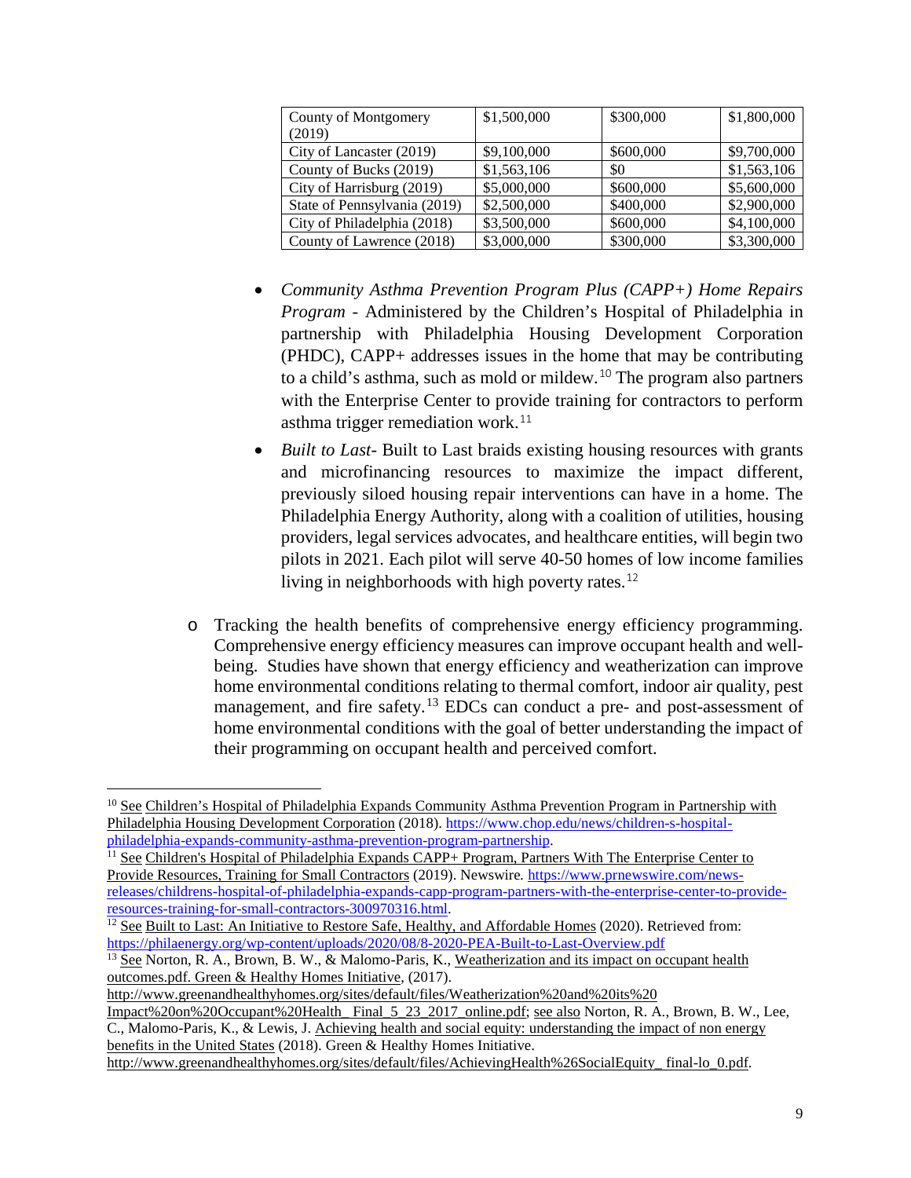| County of Montgomery (2019) | $1,500,000 | $300,000 | $1,800,000 |
|---|---|---|---|
| City of Lancaster (2019) | $9,100,000 | $600,000 | $9,700,000 |
| County of Bucks (2019) | $1,563,106 | $0 | $1,563,106 |
| City of Harrisburg (2019) | $5,000,000 | $600,000 | $5,600,000 |
| State of Pennsylvania (2019) | $2,500,000 | $400,000 | $2,900,000 |
| City of Philadelphia (2018) | $3,500,000 | $600,000 | $4,100,000 |
| County of Lawrence (2018) | $3,000,000 | $300,000 | $3,300,000 |

- *Community Asthma Prevention Program Plus (CAPP+) Home Repairs Program* - Administered by the Children's Hospital of Philadelphia in partnership with Philadelphia Housing Development Corporation (PHDC), CAPP+ addresses issues in the home that may be contributing to a child's asthma, such as mold or mildew.[10] The program also partners with the Enterprise Center to provide training for contractors to perform asthma trigger remediation work.[11]
- *Built to Last*- Built to Last braids existing housing resources with grants and microfinancing resources to maximize the impact different, previously siloed housing repair interventions can have in a home. The Philadelphia Energy Authority, along with a coalition of utilities, housing providers, legal services advocates, and healthcare entities, will begin two pilots in 2021. Each pilot will serve 40-50 homes of low income families living in neighborhoods with high poverty rates.[12]

o Tracking the health benefits of comprehensive energy efficiency programming. Comprehensive energy efficiency measures can improve occupant health and well-being. Studies have shown that energy efficiency and weatherization can improve home environmental conditions relating to thermal comfort, indoor air quality, pest management, and fire safety.[13] EDCs can conduct a pre- and post-assessment of home environmental conditions with the goal of better understanding the impact of their programming on occupant health and perceived comfort.

---

[10] See Children's Hospital of Philadelphia Expands Community Asthma Prevention Program in Partnership with Philadelphia Housing Development Corporation (2018). https://www.chop.edu/news/children-s-hospital-philadelphia-expands-community-asthma-prevention-program-partnership.

[11] See Children's Hospital of Philadelphia Expands CAPP+ Program, Partners With The Enterprise Center to Provide Resources, Training for Small Contractors (2019). Newswire. https://www.prnewswire.com/news-releases/childrens-hospital-of-philadelphia-expands-capp-program-partners-with-the-enterprise-center-to-provide-resources-training-for-small-contractors-300970316.html.

[12] See Built to Last: An Initiative to Restore Safe, Healthy, and Affordable Homes (2020). Retrieved from: https://philaenergy.org/wp-content/uploads/2020/08/8-2020-PEA-Built-to-Last-Overview.pdf

[13] See Norton, R. A., Brown, B. W., & Malomo-Paris, K., Weatherization and its impact on occupant health outcomes.pdf. Green & Healthy Homes Initiative, (2017). http://www.greenandhealthyhomes.org/sites/default/files/Weatherization%20and%20its%20Impact%20on%20Occupant%20Health_ Final_5_23_2017_online.pdf; see also Norton, R. A., Brown, B. W., Lee, C., Malomo-Paris, K., & Lewis, J. Achieving health and social equity: understanding the impact of non energy benefits in the United States (2018). Green & Healthy Homes Initiative. http://www.greenandhealthyhomes.org/sites/default/files/AchievingHealth%26SocialEquity_ final-lo_0.pdf.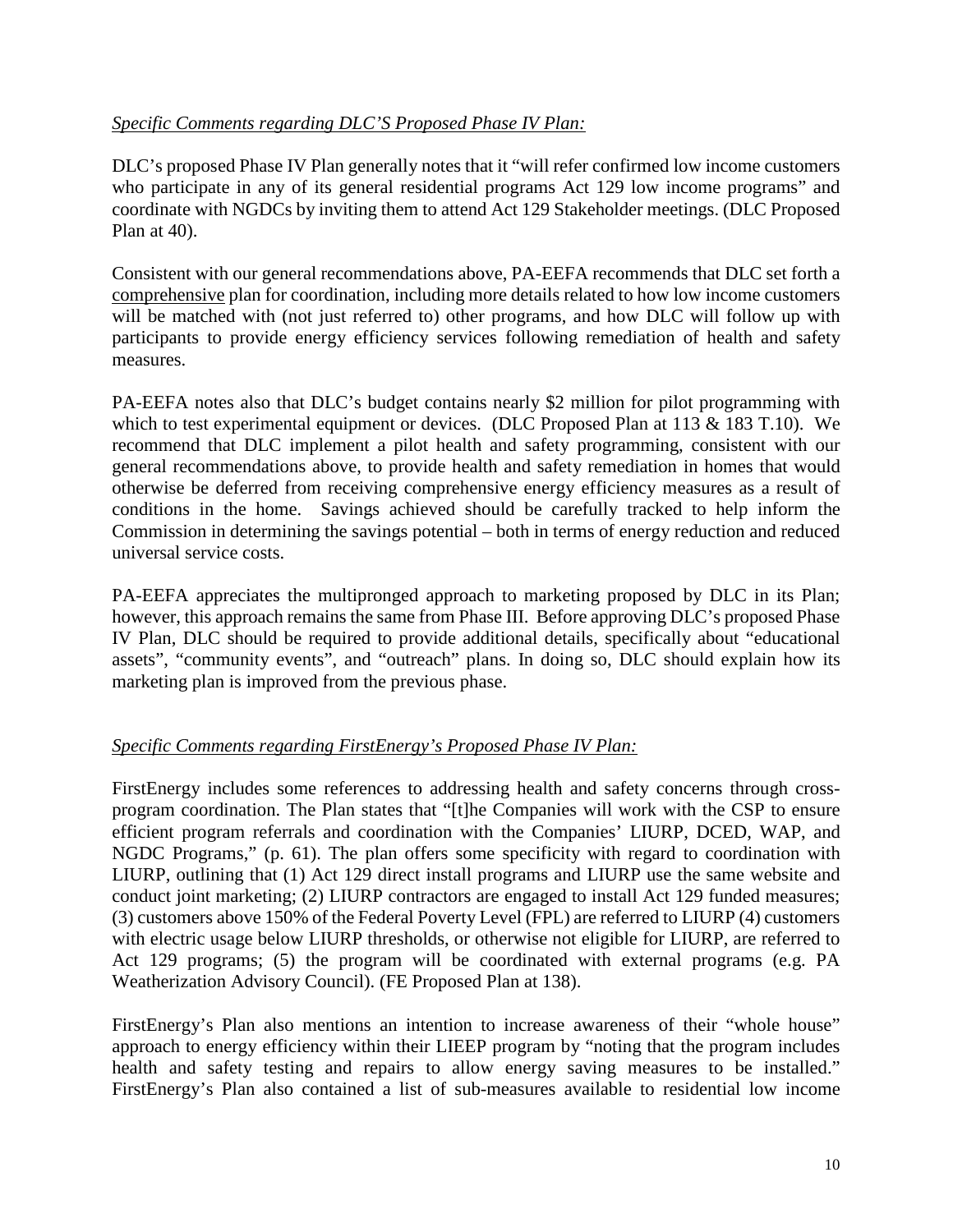*Specific Comments regarding DLC'S Proposed Phase IV Plan:*

DLC's proposed Phase IV Plan generally notes that it "will refer confirmed low income customers who participate in any of its general residential programs Act 129 low income programs" and coordinate with NGDCs by inviting them to attend Act 129 Stakeholder meetings. (DLC Proposed Plan at 40).

Consistent with our general recommendations above, PA-EEFA recommends that DLC set forth a <u>comprehensive</u> plan for coordination, including more details related to how low income customers will be matched with (not just referred to) other programs, and how DLC will follow up with participants to provide energy efficiency services following remediation of health and safety measures.

PA-EEFA notes also that DLC's budget contains nearly $2 million for pilot programming with which to test experimental equipment or devices. (DLC Proposed Plan at 113 & 183 T.10). We recommend that DLC implement a pilot health and safety programming, consistent with our general recommendations above, to provide health and safety remediation in homes that would otherwise be deferred from receiving comprehensive energy efficiency measures as a result of conditions in the home. Savings achieved should be carefully tracked to help inform the Commission in determining the savings potential – both in terms of energy reduction and reduced universal service costs.

PA-EEFA appreciates the multipronged approach to marketing proposed by DLC in its Plan; however, this approach remains the same from Phase III. Before approving DLC's proposed Phase IV Plan, DLC should be required to provide additional details, specifically about "educational assets", "community events", and "outreach" plans. In doing so, DLC should explain how its marketing plan is improved from the previous phase.

*Specific Comments regarding FirstEnergy's Proposed Phase IV Plan:*

FirstEnergy includes some references to addressing health and safety concerns through cross-program coordination. The Plan states that "[t]he Companies will work with the CSP to ensure efficient program referrals and coordination with the Companies' LIURP, DCED, WAP, and NGDC Programs," (p. 61). The plan offers some specificity with regard to coordination with LIURP, outlining that (1) Act 129 direct install programs and LIURP use the same website and conduct joint marketing; (2) LIURP contractors are engaged to install Act 129 funded measures; (3) customers above 150% of the Federal Poverty Level (FPL) are referred to LIURP (4) customers with electric usage below LIURP thresholds, or otherwise not eligible for LIURP, are referred to Act 129 programs; (5) the program will be coordinated with external programs (e.g. PA Weatherization Advisory Council). (FE Proposed Plan at 138).

FirstEnergy's Plan also mentions an intention to increase awareness of their "whole house" approach to energy efficiency within their LIEEP program by "noting that the program includes health and safety testing and repairs to allow energy saving measures to be installed." FirstEnergy's Plan also contained a list of sub-measures available to residential low income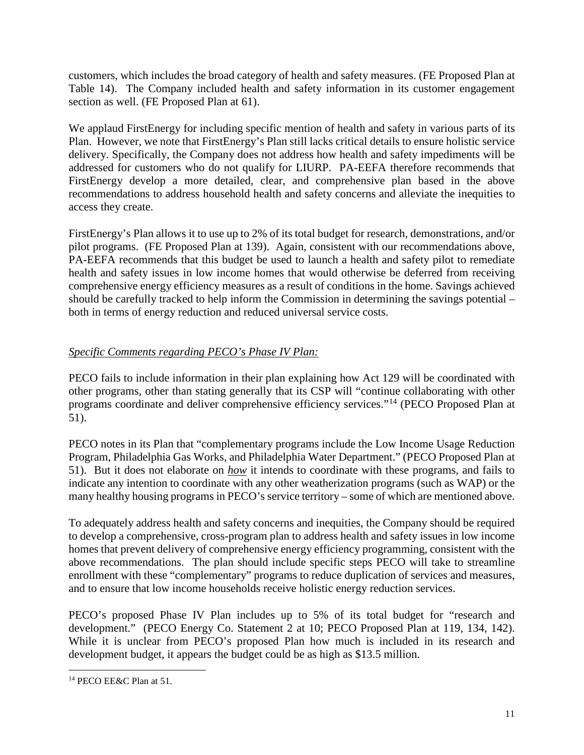customers, which includes the broad category of health and safety measures. (FE Proposed Plan at Table 14). The Company included health and safety information in its customer engagement section as well. (FE Proposed Plan at 61).

We applaud FirstEnergy for including specific mention of health and safety in various parts of its Plan. However, we note that FirstEnergy's Plan still lacks critical details to ensure holistic service delivery. Specifically, the Company does not address how health and safety impediments will be addressed for customers who do not qualify for LIURP. PA-EEFA therefore recommends that FirstEnergy develop a more detailed, clear, and comprehensive plan based in the above recommendations to address household health and safety concerns and alleviate the inequities to access they create.

FirstEnergy's Plan allows it to use up to 2% of its total budget for research, demonstrations, and/or pilot programs. (FE Proposed Plan at 139). Again, consistent with our recommendations above, PA-EEFA recommends that this budget be used to launch a health and safety pilot to remediate health and safety issues in low income homes that would otherwise be deferred from receiving comprehensive energy efficiency measures as a result of conditions in the home. Savings achieved should be carefully tracked to help inform the Commission in determining the savings potential – both in terms of energy reduction and reduced universal service costs.

*Specific Comments regarding PECO's Phase IV Plan:*

PECO fails to include information in their plan explaining how Act 129 will be coordinated with other programs, other than stating generally that its CSP will "continue collaborating with other programs coordinate and deliver comprehensive efficiency services."[14] (PECO Proposed Plan at 51).

PECO notes in its Plan that "complementary programs include the Low Income Usage Reduction Program, Philadelphia Gas Works, and Philadelphia Water Department." (PECO Proposed Plan at 51). But it does not elaborate on ***how*** it intends to coordinate with these programs, and fails to indicate any intention to coordinate with any other weatherization programs (such as WAP) or the many healthy housing programs in PECO's service territory – some of which are mentioned above.

To adequately address health and safety concerns and inequities, the Company should be required to develop a comprehensive, cross-program plan to address health and safety issues in low income homes that prevent delivery of comprehensive energy efficiency programming, consistent with the above recommendations. The plan should include specific steps PECO will take to streamline enrollment with these "complementary" programs to reduce duplication of services and measures, and to ensure that low income households receive holistic energy reduction services.

PECO's proposed Phase IV Plan includes up to 5% of its total budget for "research and development." (PECO Energy Co. Statement 2 at 10; PECO Proposed Plan at 119, 134, 142). While it is unclear from PECO's proposed Plan how much is included in its research and development budget, it appears the budget could be as high as $13.5 million.

[14] PECO EE&C Plan at 51.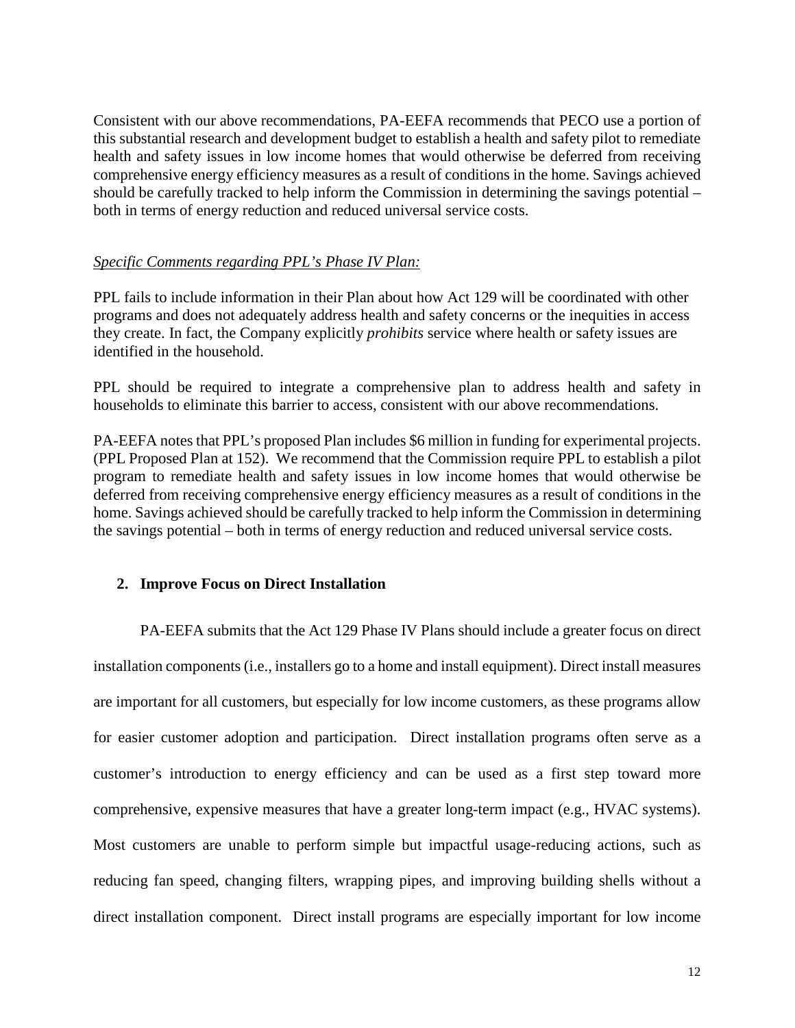Consistent with our above recommendations, PA-EEFA recommends that PECO use a portion of this substantial research and development budget to establish a health and safety pilot to remediate health and safety issues in low income homes that would otherwise be deferred from receiving comprehensive energy efficiency measures as a result of conditions in the home. Savings achieved should be carefully tracked to help inform the Commission in determining the savings potential – both in terms of energy reduction and reduced universal service costs.

*Specific Comments regarding PPL's Phase IV Plan:*

PPL fails to include information in their Plan about how Act 129 will be coordinated with other programs and does not adequately address health and safety concerns or the inequities in access they create. In fact, the Company explicitly *prohibits* service where health or safety issues are identified in the household.

PPL should be required to integrate a comprehensive plan to address health and safety in households to eliminate this barrier to access, consistent with our above recommendations.

PA-EEFA notes that PPL's proposed Plan includes $6 million in funding for experimental projects. (PPL Proposed Plan at 152). We recommend that the Commission require PPL to establish a pilot program to remediate health and safety issues in low income homes that would otherwise be deferred from receiving comprehensive energy efficiency measures as a result of conditions in the home. Savings achieved should be carefully tracked to help inform the Commission in determining the savings potential – both in terms of energy reduction and reduced universal service costs.

## 2. Improve Focus on Direct Installation

PA-EEFA submits that the Act 129 Phase IV Plans should include a greater focus on direct installation components (i.e., installers go to a home and install equipment). Direct install measures are important for all customers, but especially for low income customers, as these programs allow for easier customer adoption and participation. Direct installation programs often serve as a customer's introduction to energy efficiency and can be used as a first step toward more comprehensive, expensive measures that have a greater long-term impact (e.g., HVAC systems). Most customers are unable to perform simple but impactful usage-reducing actions, such as reducing fan speed, changing filters, wrapping pipes, and improving building shells without a direct installation component. Direct install programs are especially important for low income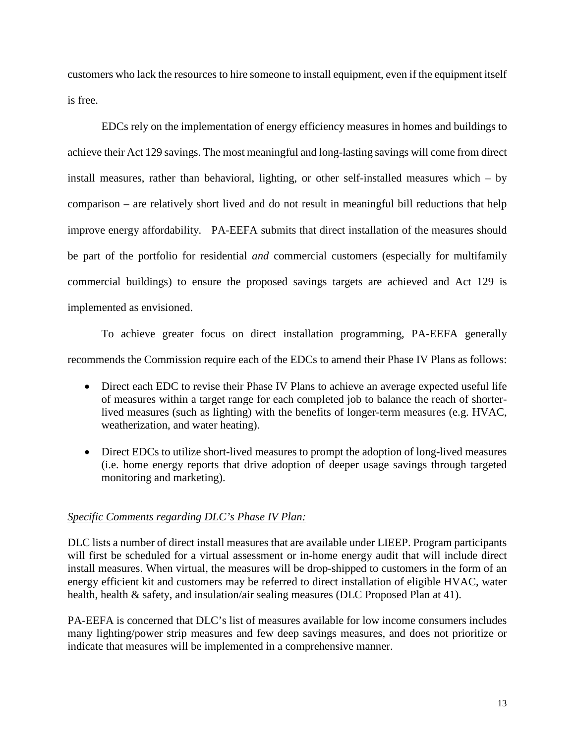customers who lack the resources to hire someone to install equipment, even if the equipment itself is free.

EDCs rely on the implementation of energy efficiency measures in homes and buildings to achieve their Act 129 savings. The most meaningful and long-lasting savings will come from direct install measures, rather than behavioral, lighting, or other self-installed measures which – by comparison – are relatively short lived and do not result in meaningful bill reductions that help improve energy affordability. PA-EEFA submits that direct installation of the measures should be part of the portfolio for residential *and* commercial customers (especially for multifamily commercial buildings) to ensure the proposed savings targets are achieved and Act 129 is implemented as envisioned.

To achieve greater focus on direct installation programming, PA-EEFA generally recommends the Commission require each of the EDCs to amend their Phase IV Plans as follows:

- Direct each EDC to revise their Phase IV Plans to achieve an average expected useful life of measures within a target range for each completed job to balance the reach of shorter-lived measures (such as lighting) with the benefits of longer-term measures (e.g. HVAC, weatherization, and water heating).
- Direct EDCs to utilize short-lived measures to prompt the adoption of long-lived measures (i.e. home energy reports that drive adoption of deeper usage savings through targeted monitoring and marketing).

*Specific Comments regarding DLC's Phase IV Plan:*

DLC lists a number of direct install measures that are available under LIEEP. Program participants will first be scheduled for a virtual assessment or in-home energy audit that will include direct install measures. When virtual, the measures will be drop-shipped to customers in the form of an energy efficient kit and customers may be referred to direct installation of eligible HVAC, water health, health & safety, and insulation/air sealing measures (DLC Proposed Plan at 41).

PA-EEFA is concerned that DLC's list of measures available for low income consumers includes many lighting/power strip measures and few deep savings measures, and does not prioritize or indicate that measures will be implemented in a comprehensive manner.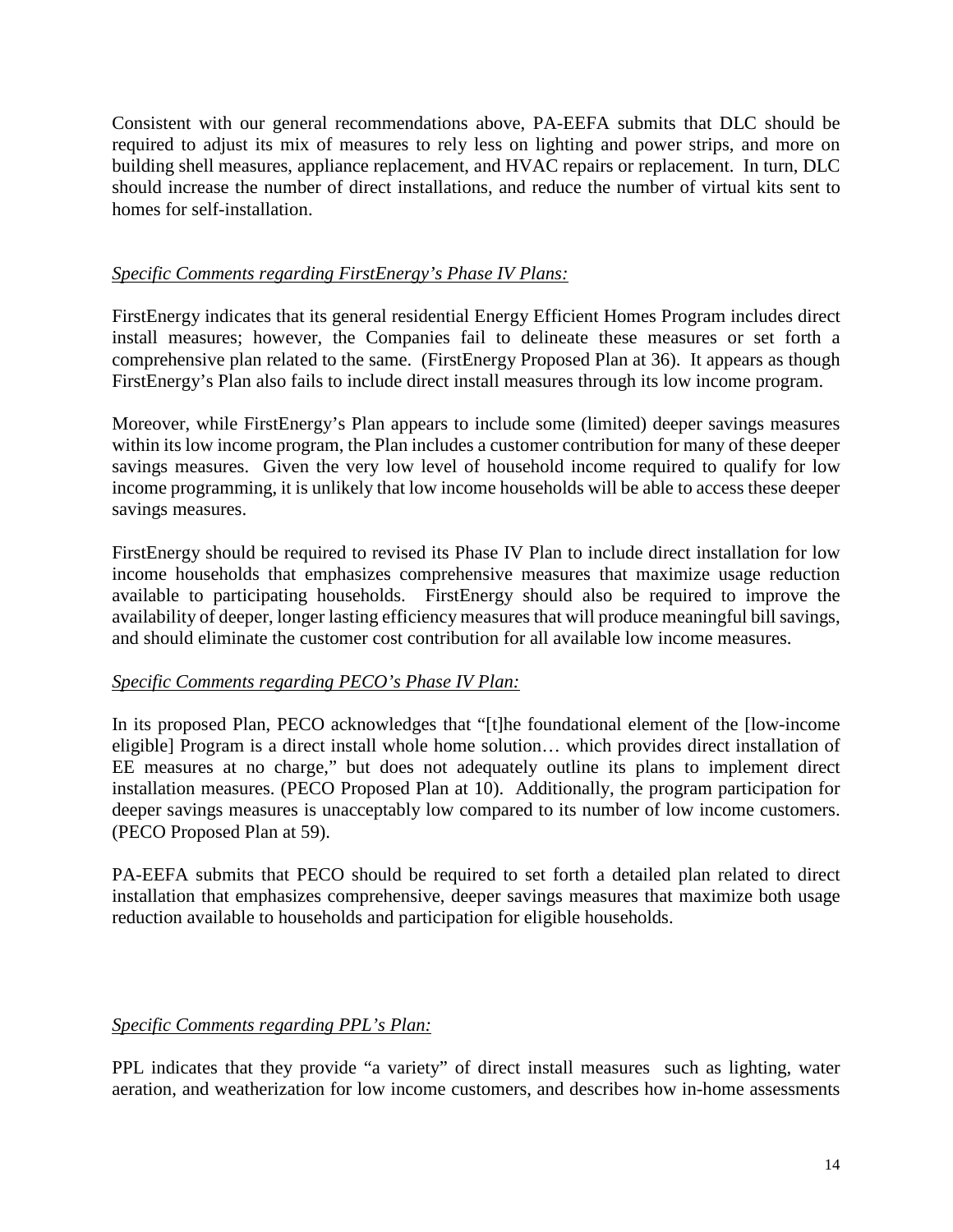Consistent with our general recommendations above, PA-EEFA submits that DLC should be required to adjust its mix of measures to rely less on lighting and power strips, and more on building shell measures, appliance replacement, and HVAC repairs or replacement. In turn, DLC should increase the number of direct installations, and reduce the number of virtual kits sent to homes for self-installation.

*Specific Comments regarding FirstEnergy's Phase IV Plans:*

FirstEnergy indicates that its general residential Energy Efficient Homes Program includes direct install measures; however, the Companies fail to delineate these measures or set forth a comprehensive plan related to the same. (FirstEnergy Proposed Plan at 36). It appears as though FirstEnergy's Plan also fails to include direct install measures through its low income program.

Moreover, while FirstEnergy's Plan appears to include some (limited) deeper savings measures within its low income program, the Plan includes a customer contribution for many of these deeper savings measures. Given the very low level of household income required to qualify for low income programming, it is unlikely that low income households will be able to access these deeper savings measures.

FirstEnergy should be required to revised its Phase IV Plan to include direct installation for low income households that emphasizes comprehensive measures that maximize usage reduction available to participating households. FirstEnergy should also be required to improve the availability of deeper, longer lasting efficiency measures that will produce meaningful bill savings, and should eliminate the customer cost contribution for all available low income measures.

*Specific Comments regarding PECO's Phase IV Plan:*

In its proposed Plan, PECO acknowledges that "[t]he foundational element of the [low-income eligible] Program is a direct install whole home solution… which provides direct installation of EE measures at no charge," but does not adequately outline its plans to implement direct installation measures. (PECO Proposed Plan at 10). Additionally, the program participation for deeper savings measures is unacceptably low compared to its number of low income customers. (PECO Proposed Plan at 59).

PA-EEFA submits that PECO should be required to set forth a detailed plan related to direct installation that emphasizes comprehensive, deeper savings measures that maximize both usage reduction available to households and participation for eligible households.

*Specific Comments regarding PPL's Plan:*

PPL indicates that they provide "a variety" of direct install measures such as lighting, water aeration, and weatherization for low income customers, and describes how in-home assessments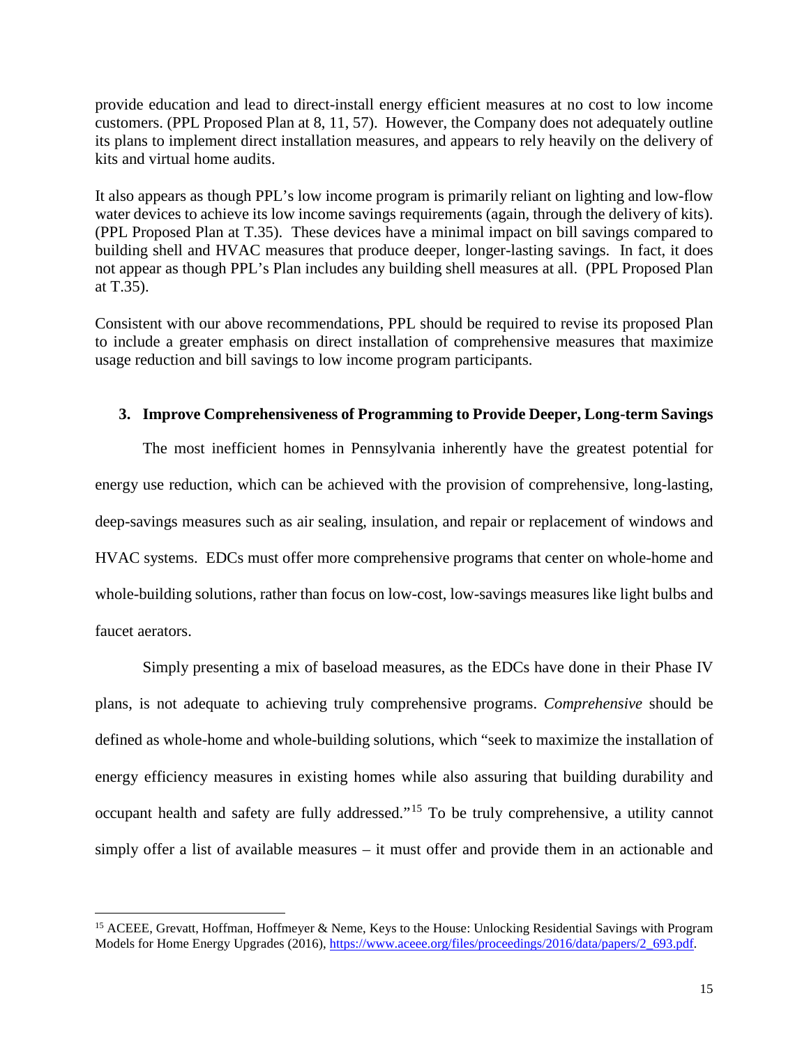provide education and lead to direct-install energy efficient measures at no cost to low income customers. (PPL Proposed Plan at 8, 11, 57). However, the Company does not adequately outline its plans to implement direct installation measures, and appears to rely heavily on the delivery of kits and virtual home audits.

It also appears as though PPL's low income program is primarily reliant on lighting and low-flow water devices to achieve its low income savings requirements (again, through the delivery of kits). (PPL Proposed Plan at T.35). These devices have a minimal impact on bill savings compared to building shell and HVAC measures that produce deeper, longer-lasting savings. In fact, it does not appear as though PPL's Plan includes any building shell measures at all. (PPL Proposed Plan at T.35).

Consistent with our above recommendations, PPL should be required to revise its proposed Plan to include a greater emphasis on direct installation of comprehensive measures that maximize usage reduction and bill savings to low income program participants.

### 3. Improve Comprehensiveness of Programming to Provide Deeper, Long-term Savings

The most inefficient homes in Pennsylvania inherently have the greatest potential for energy use reduction, which can be achieved with the provision of comprehensive, long-lasting, deep-savings measures such as air sealing, insulation, and repair or replacement of windows and HVAC systems. EDCs must offer more comprehensive programs that center on whole-home and whole-building solutions, rather than focus on low-cost, low-savings measures like light bulbs and faucet aerators.

Simply presenting a mix of baseload measures, as the EDCs have done in their Phase IV plans, is not adequate to achieving truly comprehensive programs. *Comprehensive* should be defined as whole-home and whole-building solutions, which "seek to maximize the installation of energy efficiency measures in existing homes while also assuring that building durability and occupant health and safety are fully addressed."[15] To be truly comprehensive, a utility cannot simply offer a list of available measures – it must offer and provide them in an actionable and

[15] ACEEE, Grevatt, Hoffman, Hoffmeyer & Neme, Keys to the House: Unlocking Residential Savings with Program Models for Home Energy Upgrades (2016), https://www.aceee.org/files/proceedings/2016/data/papers/2_693.pdf.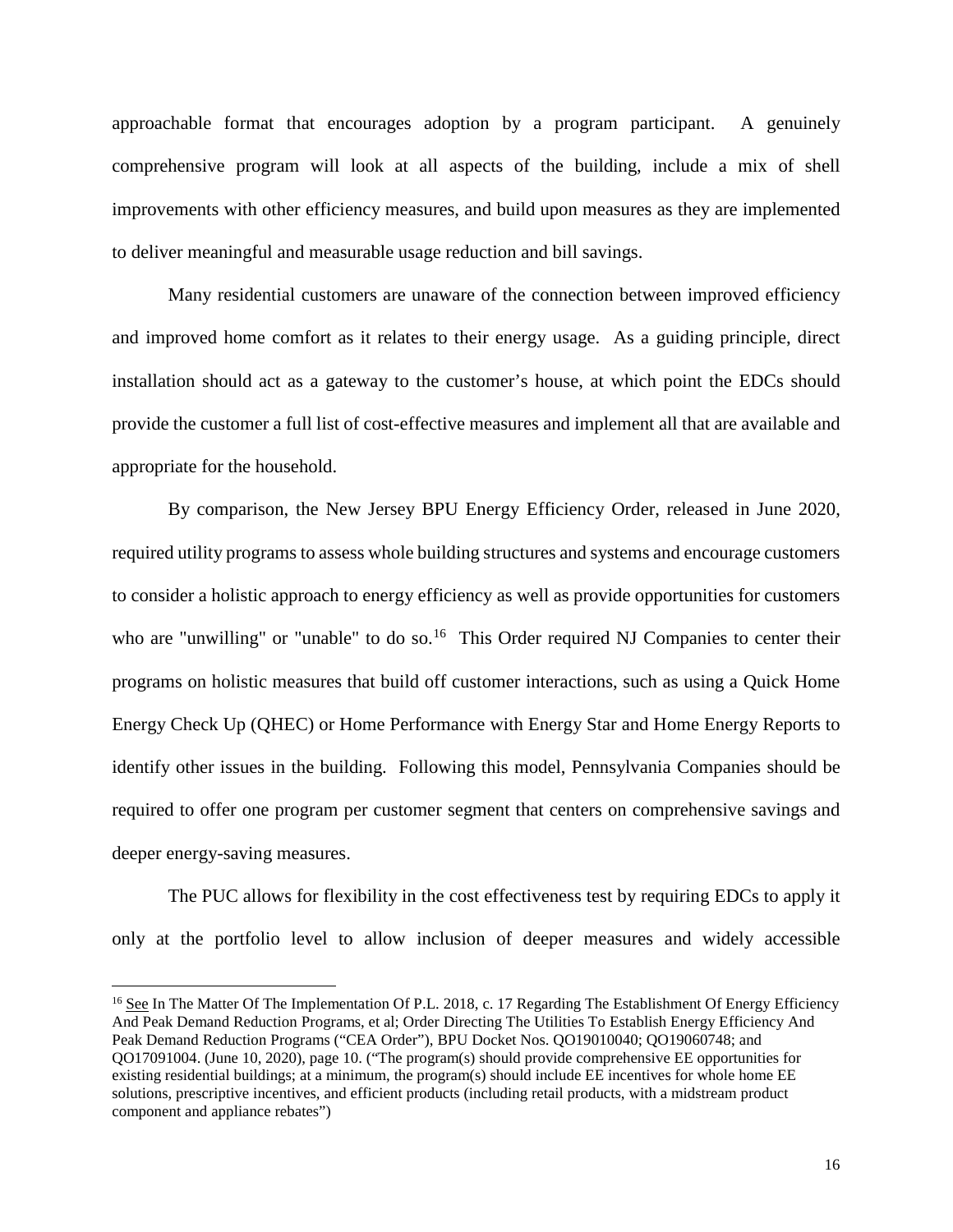approachable format that encourages adoption by a program participant. A genuinely comprehensive program will look at all aspects of the building, include a mix of shell improvements with other efficiency measures, and build upon measures as they are implemented to deliver meaningful and measurable usage reduction and bill savings.

Many residential customers are unaware of the connection between improved efficiency and improved home comfort as it relates to their energy usage. As a guiding principle, direct installation should act as a gateway to the customer's house, at which point the EDCs should provide the customer a full list of cost-effective measures and implement all that are available and appropriate for the household.

By comparison, the New Jersey BPU Energy Efficiency Order, released in June 2020, required utility programs to assess whole building structures and systems and encourage customers to consider a holistic approach to energy efficiency as well as provide opportunities for customers who are "unwilling" or "unable" to do so.[16] This Order required NJ Companies to center their programs on holistic measures that build off customer interactions, such as using a Quick Home Energy Check Up (QHEC) or Home Performance with Energy Star and Home Energy Reports to identify other issues in the building. Following this model, Pennsylvania Companies should be required to offer one program per customer segment that centers on comprehensive savings and deeper energy-saving measures.

The PUC allows for flexibility in the cost effectiveness test by requiring EDCs to apply it only at the portfolio level to allow inclusion of deeper measures and widely accessible

---

[16] See In The Matter Of The Implementation Of P.L. 2018, c. 17 Regarding The Establishment Of Energy Efficiency And Peak Demand Reduction Programs, et al; Order Directing The Utilities To Establish Energy Efficiency And Peak Demand Reduction Programs ("CEA Order"), BPU Docket Nos. QO19010040; QO19060748; and QO17091004. (June 10, 2020), page 10. ("The program(s) should provide comprehensive EE opportunities for existing residential buildings; at a minimum, the program(s) should include EE incentives for whole home EE solutions, prescriptive incentives, and efficient products (including retail products, with a midstream product component and appliance rebates")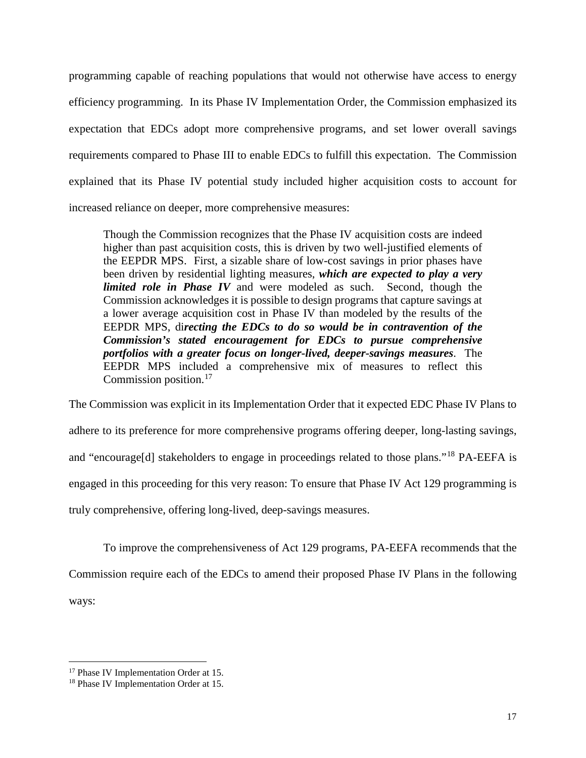programming capable of reaching populations that would not otherwise have access to energy efficiency programming. In its Phase IV Implementation Order, the Commission emphasized its expectation that EDCs adopt more comprehensive programs, and set lower overall savings requirements compared to Phase III to enable EDCs to fulfill this expectation. The Commission explained that its Phase IV potential study included higher acquisition costs to account for increased reliance on deeper, more comprehensive measures:

> Though the Commission recognizes that the Phase IV acquisition costs are indeed higher than past acquisition costs, this is driven by two well-justified elements of the EEPDR MPS. First, a sizable share of low-cost savings in prior phases have been driven by residential lighting measures, ***which are expected to play a very limited role in Phase IV*** and were modeled as such. Second, though the Commission acknowledges it is possible to design programs that capture savings at a lower average acquisition cost in Phase IV than modeled by the results of the EEPDR MPS, di***recting the EDCs to do so would be in contravention of the Commission's stated encouragement for EDCs to pursue comprehensive portfolios with a greater focus on longer-lived, deeper-savings measures***. The EEPDR MPS included a comprehensive mix of measures to reflect this Commission position.[17]

The Commission was explicit in its Implementation Order that it expected EDC Phase IV Plans to adhere to its preference for more comprehensive programs offering deeper, long-lasting savings, and "encourage[d] stakeholders to engage in proceedings related to those plans."[18] PA-EEFA is engaged in this proceeding for this very reason: To ensure that Phase IV Act 129 programming is truly comprehensive, offering long-lived, deep-savings measures.

To improve the comprehensiveness of Act 129 programs, PA-EEFA recommends that the Commission require each of the EDCs to amend their proposed Phase IV Plans in the following ways:

---

[17] Phase IV Implementation Order at 15.

[18] Phase IV Implementation Order at 15.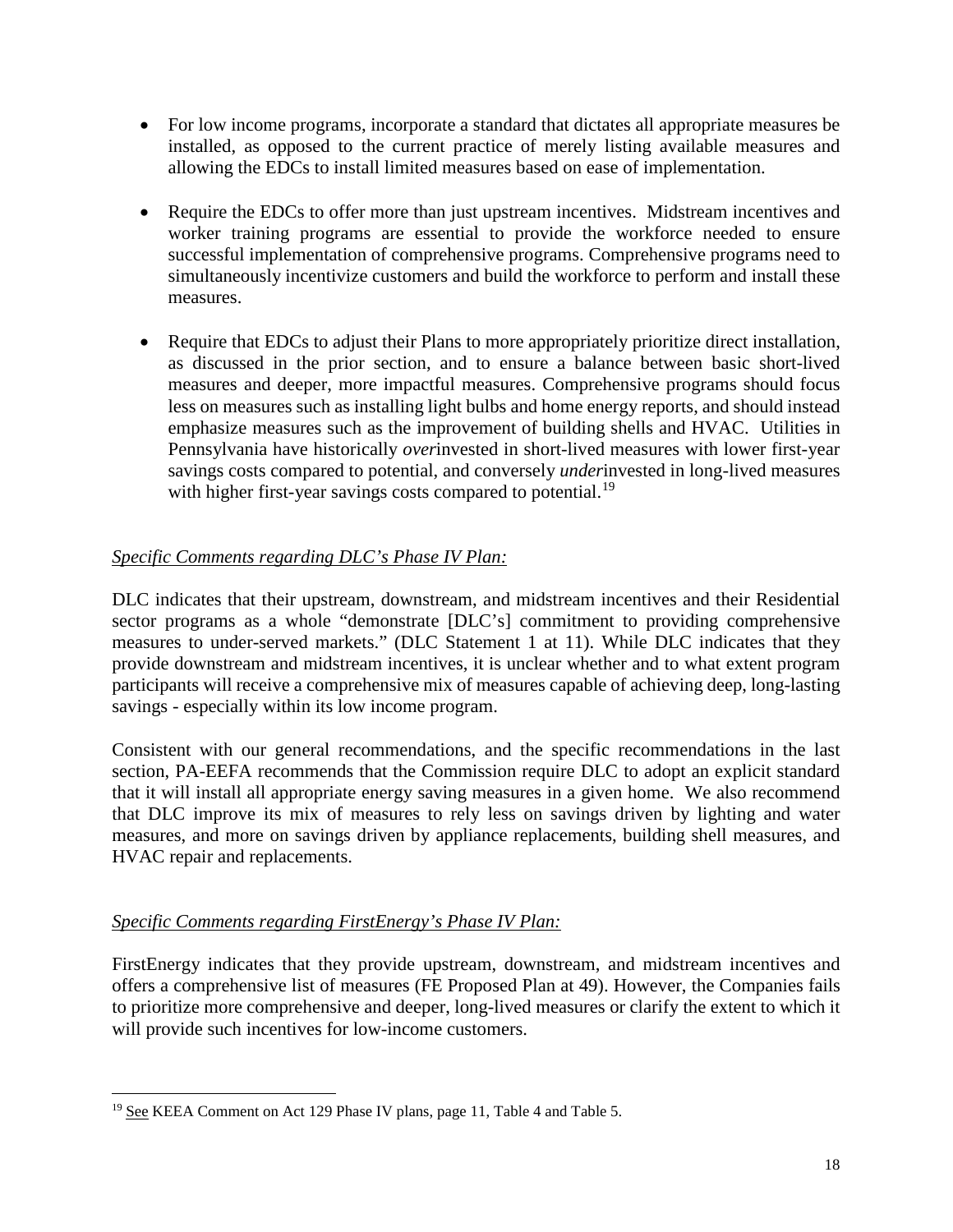- For low income programs, incorporate a standard that dictates all appropriate measures be installed, as opposed to the current practice of merely listing available measures and allowing the EDCs to install limited measures based on ease of implementation.

- Require the EDCs to offer more than just upstream incentives. Midstream incentives and worker training programs are essential to provide the workforce needed to ensure successful implementation of comprehensive programs. Comprehensive programs need to simultaneously incentivize customers and build the workforce to perform and install these measures.

- Require that EDCs to adjust their Plans to more appropriately prioritize direct installation, as discussed in the prior section, and to ensure a balance between basic short-lived measures and deeper, more impactful measures. Comprehensive programs should focus less on measures such as installing light bulbs and home energy reports, and should instead emphasize measures such as the improvement of building shells and HVAC. Utilities in Pennsylvania have historically *over*invested in short-lived measures with lower first-year savings costs compared to potential, and conversely *under*invested in long-lived measures with higher first-year savings costs compared to potential.[19]

*<u>Specific Comments regarding DLC's Phase IV Plan:</u>*

DLC indicates that their upstream, downstream, and midstream incentives and their Residential sector programs as a whole "demonstrate [DLC's] commitment to providing comprehensive measures to under-served markets." (DLC Statement 1 at 11). While DLC indicates that they provide downstream and midstream incentives, it is unclear whether and to what extent program participants will receive a comprehensive mix of measures capable of achieving deep, long-lasting savings - especially within its low income program.

Consistent with our general recommendations, and the specific recommendations in the last section, PA-EEFA recommends that the Commission require DLC to adopt an explicit standard that it will install all appropriate energy saving measures in a given home. We also recommend that DLC improve its mix of measures to rely less on savings driven by lighting and water measures, and more on savings driven by appliance replacements, building shell measures, and HVAC repair and replacements.

*<u>Specific Comments regarding FirstEnergy's Phase IV Plan:</u>*

FirstEnergy indicates that they provide upstream, downstream, and midstream incentives and offers a comprehensive list of measures (FE Proposed Plan at 49). However, the Companies fails to prioritize more comprehensive and deeper, long-lived measures or clarify the extent to which it will provide such incentives for low-income customers.

---

[19] <u>See</u> KEEA Comment on Act 129 Phase IV plans, page 11, Table 4 and Table 5.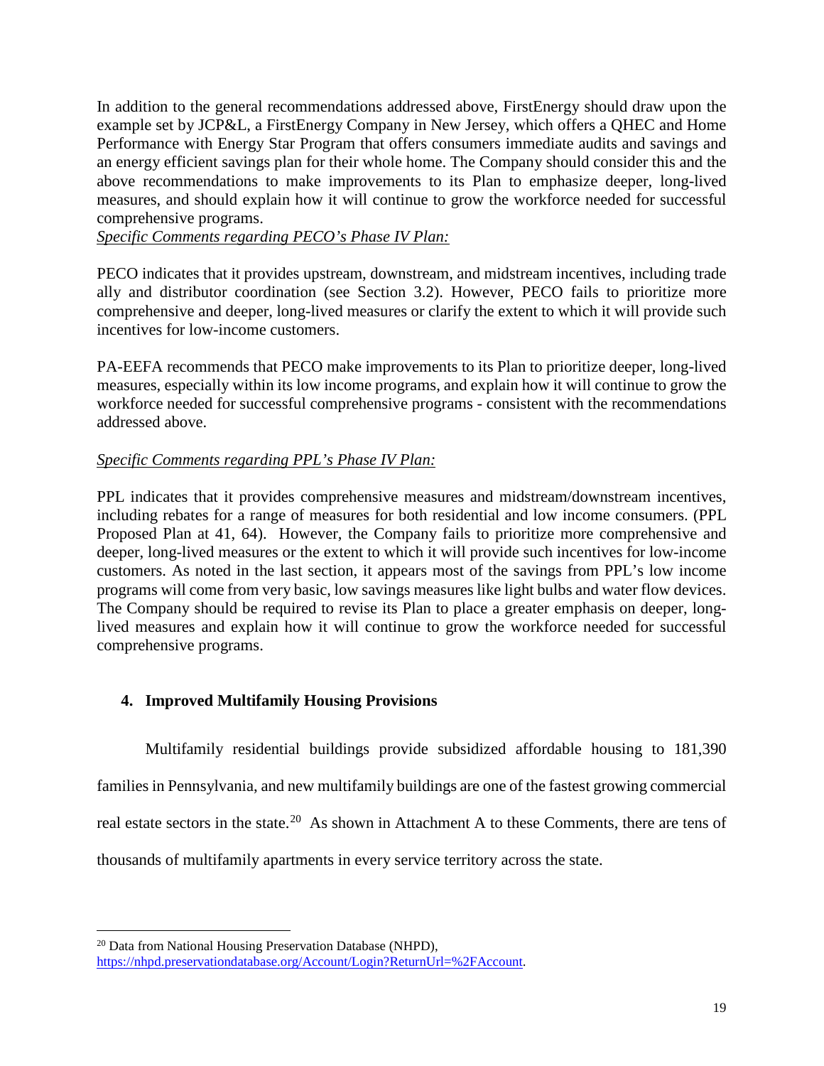In addition to the general recommendations addressed above, FirstEnergy should draw upon the example set by JCP&L, a FirstEnergy Company in New Jersey, which offers a QHEC and Home Performance with Energy Star Program that offers consumers immediate audits and savings and an energy efficient savings plan for their whole home. The Company should consider this and the above recommendations to make improvements to its Plan to emphasize deeper, long-lived measures, and should explain how it will continue to grow the workforce needed for successful comprehensive programs.

*Specific Comments regarding PECO's Phase IV Plan:*

PECO indicates that it provides upstream, downstream, and midstream incentives, including trade ally and distributor coordination (see Section 3.2). However, PECO fails to prioritize more comprehensive and deeper, long-lived measures or clarify the extent to which it will provide such incentives for low-income customers.

PA-EEFA recommends that PECO make improvements to its Plan to prioritize deeper, long-lived measures, especially within its low income programs, and explain how it will continue to grow the workforce needed for successful comprehensive programs - consistent with the recommendations addressed above.

*Specific Comments regarding PPL's Phase IV Plan:*

PPL indicates that it provides comprehensive measures and midstream/downstream incentives, including rebates for a range of measures for both residential and low income consumers. (PPL Proposed Plan at 41, 64). However, the Company fails to prioritize more comprehensive and deeper, long-lived measures or the extent to which it will provide such incentives for low-income customers. As noted in the last section, it appears most of the savings from PPL's low income programs will come from very basic, low savings measures like light bulbs and water flow devices. The Company should be required to revise its Plan to place a greater emphasis on deeper, long-lived measures and explain how it will continue to grow the workforce needed for successful comprehensive programs.

### 4. Improved Multifamily Housing Provisions

Multifamily residential buildings provide subsidized affordable housing to 181,390 families in Pennsylvania, and new multifamily buildings are one of the fastest growing commercial real estate sectors in the state.[20] As shown in Attachment A to these Comments, there are tens of thousands of multifamily apartments in every service territory across the state.

[20] Data from National Housing Preservation Database (NHPD), https://nhpd.preservationdatabase.org/Account/Login?ReturnUrl=%2FAccount.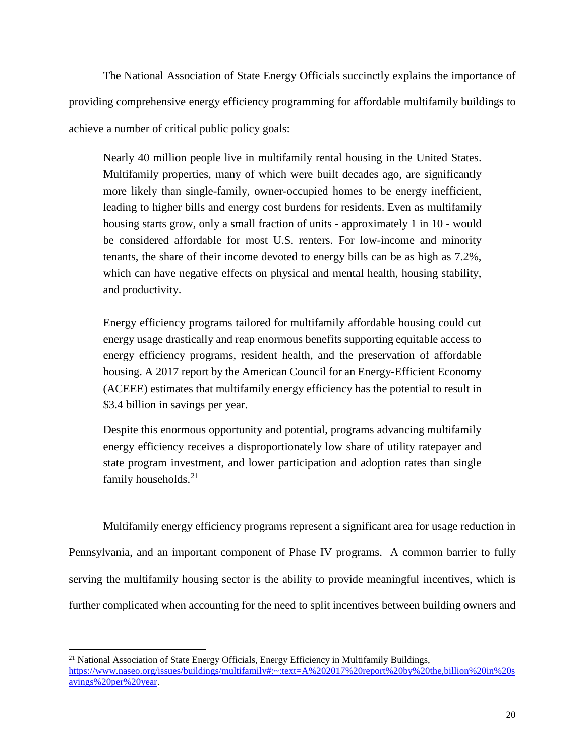The National Association of State Energy Officials succinctly explains the importance of providing comprehensive energy efficiency programming for affordable multifamily buildings to achieve a number of critical public policy goals:

> Nearly 40 million people live in multifamily rental housing in the United States. Multifamily properties, many of which were built decades ago, are significantly more likely than single-family, owner-occupied homes to be energy inefficient, leading to higher bills and energy cost burdens for residents. Even as multifamily housing starts grow, only a small fraction of units - approximately 1 in 10 - would be considered affordable for most U.S. renters. For low-income and minority tenants, the share of their income devoted to energy bills can be as high as 7.2%, which can have negative effects on physical and mental health, housing stability, and productivity.
>
> Energy efficiency programs tailored for multifamily affordable housing could cut energy usage drastically and reap enormous benefits supporting equitable access to energy efficiency programs, resident health, and the preservation of affordable housing. A 2017 report by the American Council for an Energy-Efficient Economy (ACEEE) estimates that multifamily energy efficiency has the potential to result in $3.4 billion in savings per year.
>
> Despite this enormous opportunity and potential, programs advancing multifamily energy efficiency receives a disproportionately low share of utility ratepayer and state program investment, and lower participation and adoption rates than single family households.[21]

Multifamily energy efficiency programs represent a significant area for usage reduction in Pennsylvania, and an important component of Phase IV programs. A common barrier to fully serving the multifamily housing sector is the ability to provide meaningful incentives, which is further complicated when accounting for the need to split incentives between building owners and

---

[21] National Association of State Energy Officials, Energy Efficiency in Multifamily Buildings, https://www.naseo.org/issues/buildings/multifamily#:~:text=A%202017%20report%20by%20the,billion%20in%20savings%20per%20year.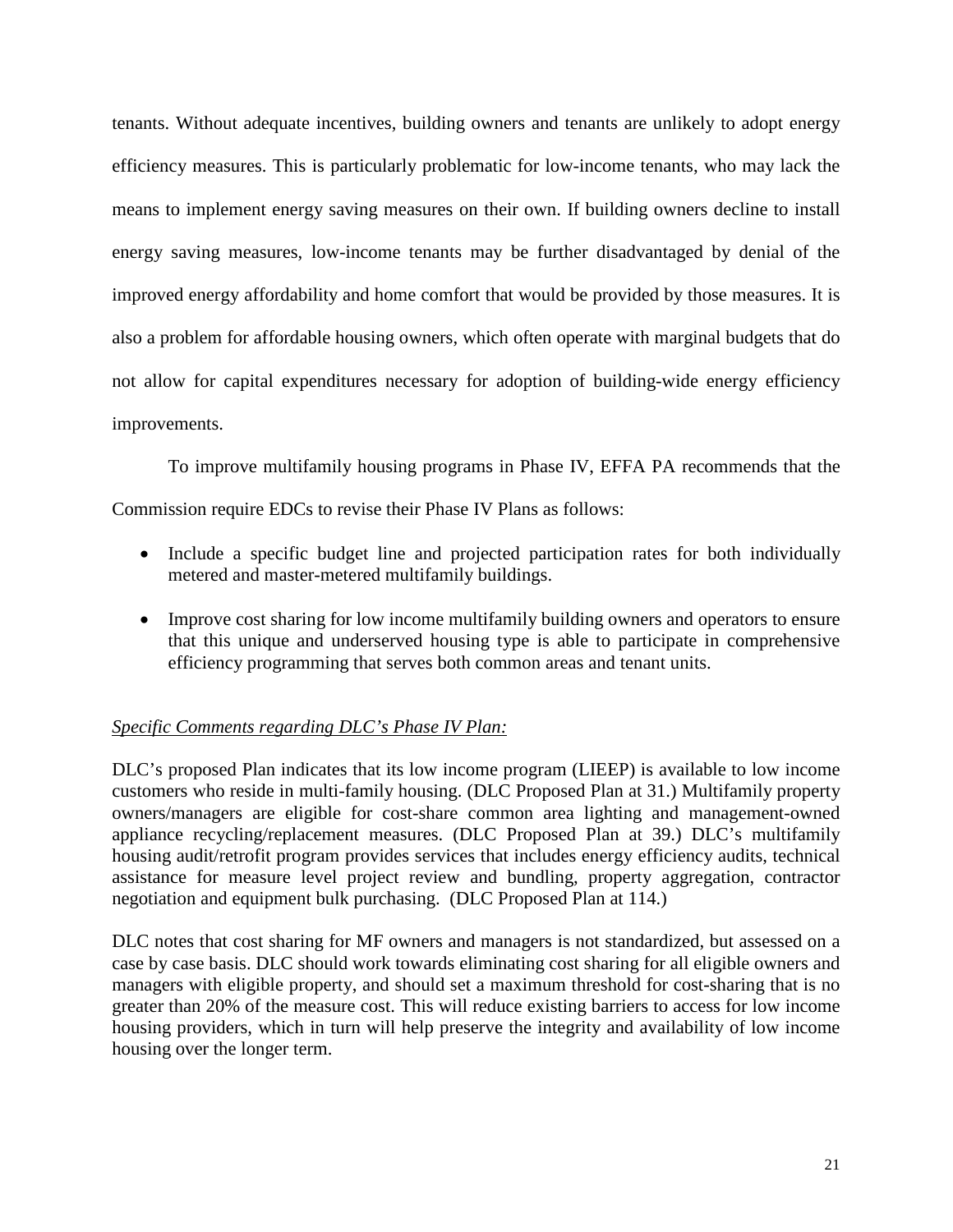tenants. Without adequate incentives, building owners and tenants are unlikely to adopt energy efficiency measures. This is particularly problematic for low-income tenants, who may lack the means to implement energy saving measures on their own. If building owners decline to install energy saving measures, low-income tenants may be further disadvantaged by denial of the improved energy affordability and home comfort that would be provided by those measures. It is also a problem for affordable housing owners, which often operate with marginal budgets that do not allow for capital expenditures necessary for adoption of building-wide energy efficiency improvements.

To improve multifamily housing programs in Phase IV, EFFA PA recommends that the Commission require EDCs to revise their Phase IV Plans as follows:

- Include a specific budget line and projected participation rates for both individually metered and master-metered multifamily buildings.
- Improve cost sharing for low income multifamily building owners and operators to ensure that this unique and underserved housing type is able to participate in comprehensive efficiency programming that serves both common areas and tenant units.

*Specific Comments regarding DLC's Phase IV Plan:*

DLC's proposed Plan indicates that its low income program (LIEEP) is available to low income customers who reside in multi-family housing. (DLC Proposed Plan at 31.) Multifamily property owners/managers are eligible for cost-share common area lighting and management-owned appliance recycling/replacement measures. (DLC Proposed Plan at 39.) DLC's multifamily housing audit/retrofit program provides services that includes energy efficiency audits, technical assistance for measure level project review and bundling, property aggregation, contractor negotiation and equipment bulk purchasing. (DLC Proposed Plan at 114.)

DLC notes that cost sharing for MF owners and managers is not standardized, but assessed on a case by case basis. DLC should work towards eliminating cost sharing for all eligible owners and managers with eligible property, and should set a maximum threshold for cost-sharing that is no greater than 20% of the measure cost. This will reduce existing barriers to access for low income housing providers, which in turn will help preserve the integrity and availability of low income housing over the longer term.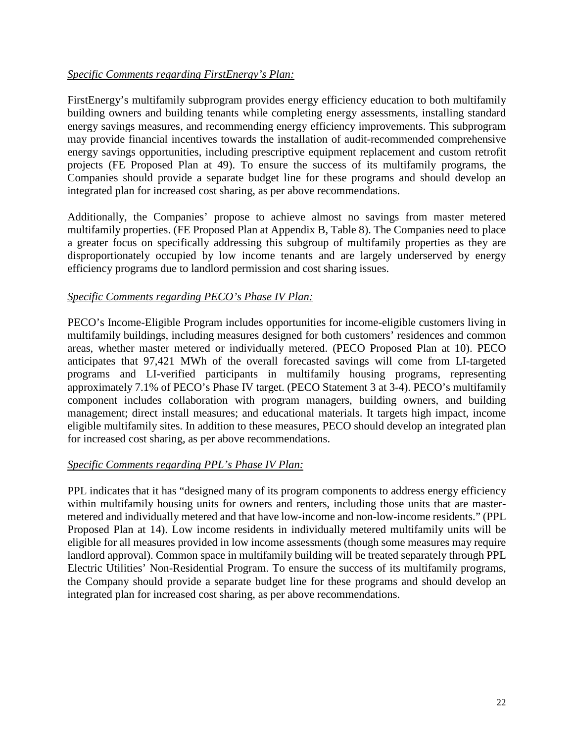*Specific Comments regarding FirstEnergy's Plan:*

FirstEnergy's multifamily subprogram provides energy efficiency education to both multifamily building owners and building tenants while completing energy assessments, installing standard energy savings measures, and recommending energy efficiency improvements. This subprogram may provide financial incentives towards the installation of audit-recommended comprehensive energy savings opportunities, including prescriptive equipment replacement and custom retrofit projects (FE Proposed Plan at 49). To ensure the success of its multifamily programs, the Companies should provide a separate budget line for these programs and should develop an integrated plan for increased cost sharing, as per above recommendations.

Additionally, the Companies' propose to achieve almost no savings from master metered multifamily properties. (FE Proposed Plan at Appendix B, Table 8). The Companies need to place a greater focus on specifically addressing this subgroup of multifamily properties as they are disproportionately occupied by low income tenants and are largely underserved by energy efficiency programs due to landlord permission and cost sharing issues.

*Specific Comments regarding PECO's Phase IV Plan:*

PECO's Income-Eligible Program includes opportunities for income-eligible customers living in multifamily buildings, including measures designed for both customers' residences and common areas, whether master metered or individually metered. (PECO Proposed Plan at 10). PECO anticipates that 97,421 MWh of the overall forecasted savings will come from LI-targeted programs and LI-verified participants in multifamily housing programs, representing approximately 7.1% of PECO's Phase IV target. (PECO Statement 3 at 3-4). PECO's multifamily component includes collaboration with program managers, building owners, and building management; direct install measures; and educational materials. It targets high impact, income eligible multifamily sites. In addition to these measures, PECO should develop an integrated plan for increased cost sharing, as per above recommendations.

*Specific Comments regarding PPL's Phase IV Plan:*

PPL indicates that it has "designed many of its program components to address energy efficiency within multifamily housing units for owners and renters, including those units that are master-metered and individually metered and that have low-income and non-low-income residents." (PPL Proposed Plan at 14). Low income residents in individually metered multifamily units will be eligible for all measures provided in low income assessments (though some measures may require landlord approval). Common space in multifamily building will be treated separately through PPL Electric Utilities' Non-Residential Program. To ensure the success of its multifamily programs, the Company should provide a separate budget line for these programs and should develop an integrated plan for increased cost sharing, as per above recommendations.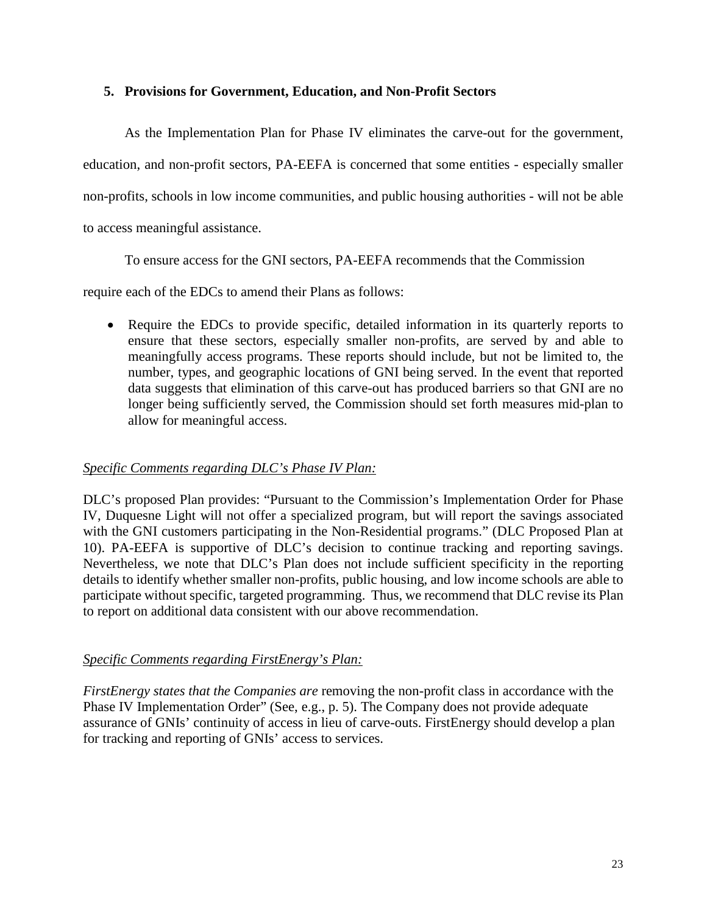### 5. Provisions for Government, Education, and Non-Profit Sectors

As the Implementation Plan for Phase IV eliminates the carve-out for the government, education, and non-profit sectors, PA-EEFA is concerned that some entities - especially smaller non-profits, schools in low income communities, and public housing authorities - will not be able to access meaningful assistance.

To ensure access for the GNI sectors, PA-EEFA recommends that the Commission require each of the EDCs to amend their Plans as follows:

- Require the EDCs to provide specific, detailed information in its quarterly reports to ensure that these sectors, especially smaller non-profits, are served by and able to meaningfully access programs. These reports should include, but not be limited to, the number, types, and geographic locations of GNI being served. In the event that reported data suggests that elimination of this carve-out has produced barriers so that GNI are no longer being sufficiently served, the Commission should set forth measures mid-plan to allow for meaningful access.

<u>*Specific Comments regarding DLC's Phase IV Plan:*</u>

DLC's proposed Plan provides: "Pursuant to the Commission's Implementation Order for Phase IV, Duquesne Light will not offer a specialized program, but will report the savings associated with the GNI customers participating in the Non-Residential programs." (DLC Proposed Plan at 10). PA-EEFA is supportive of DLC's decision to continue tracking and reporting savings. Nevertheless, we note that DLC's Plan does not include sufficient specificity in the reporting details to identify whether smaller non-profits, public housing, and low income schools are able to participate without specific, targeted programming. Thus, we recommend that DLC revise its Plan to report on additional data consistent with our above recommendation.

<u>*Specific Comments regarding FirstEnergy's Plan:*</u>

*FirstEnergy states that the Companies are* removing the non-profit class in accordance with the Phase IV Implementation Order" (See, e.g., p. 5). The Company does not provide adequate assurance of GNIs' continuity of access in lieu of carve-outs. FirstEnergy should develop a plan for tracking and reporting of GNIs' access to services.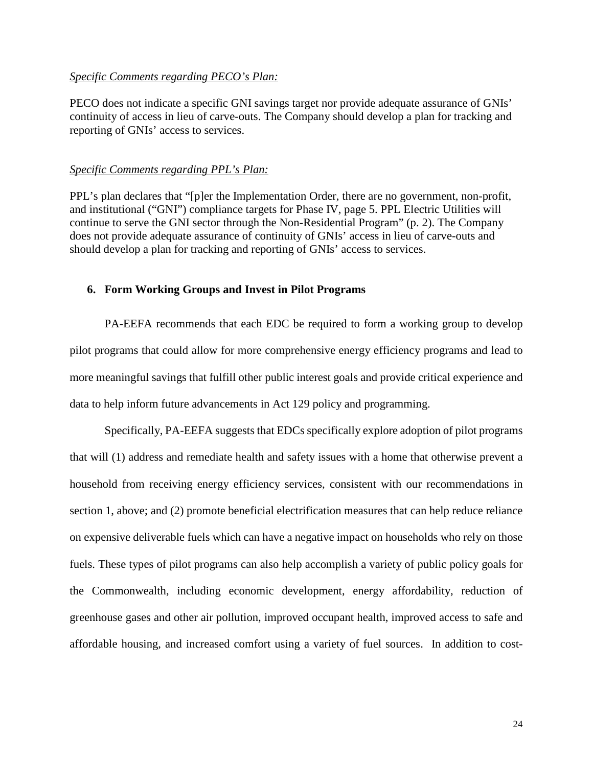*Specific Comments regarding PECO's Plan:*

PECO does not indicate a specific GNI savings target nor provide adequate assurance of GNIs' continuity of access in lieu of carve-outs. The Company should develop a plan for tracking and reporting of GNIs' access to services.

*Specific Comments regarding PPL's Plan:*

PPL's plan declares that "[p]er the Implementation Order, there are no government, non-profit, and institutional ("GNI") compliance targets for Phase IV, page 5. PPL Electric Utilities will continue to serve the GNI sector through the Non-Residential Program" (p. 2). The Company does not provide adequate assurance of continuity of GNIs' access in lieu of carve-outs and should develop a plan for tracking and reporting of GNIs' access to services.

### 6. Form Working Groups and Invest in Pilot Programs

PA-EEFA recommends that each EDC be required to form a working group to develop pilot programs that could allow for more comprehensive energy efficiency programs and lead to more meaningful savings that fulfill other public interest goals and provide critical experience and data to help inform future advancements in Act 129 policy and programming.

Specifically, PA-EEFA suggests that EDCs specifically explore adoption of pilot programs that will (1) address and remediate health and safety issues with a home that otherwise prevent a household from receiving energy efficiency services, consistent with our recommendations in section 1, above; and (2) promote beneficial electrification measures that can help reduce reliance on expensive deliverable fuels which can have a negative impact on households who rely on those fuels. These types of pilot programs can also help accomplish a variety of public policy goals for the Commonwealth, including economic development, energy affordability, reduction of greenhouse gases and other air pollution, improved occupant health, improved access to safe and affordable housing, and increased comfort using a variety of fuel sources. In addition to cost-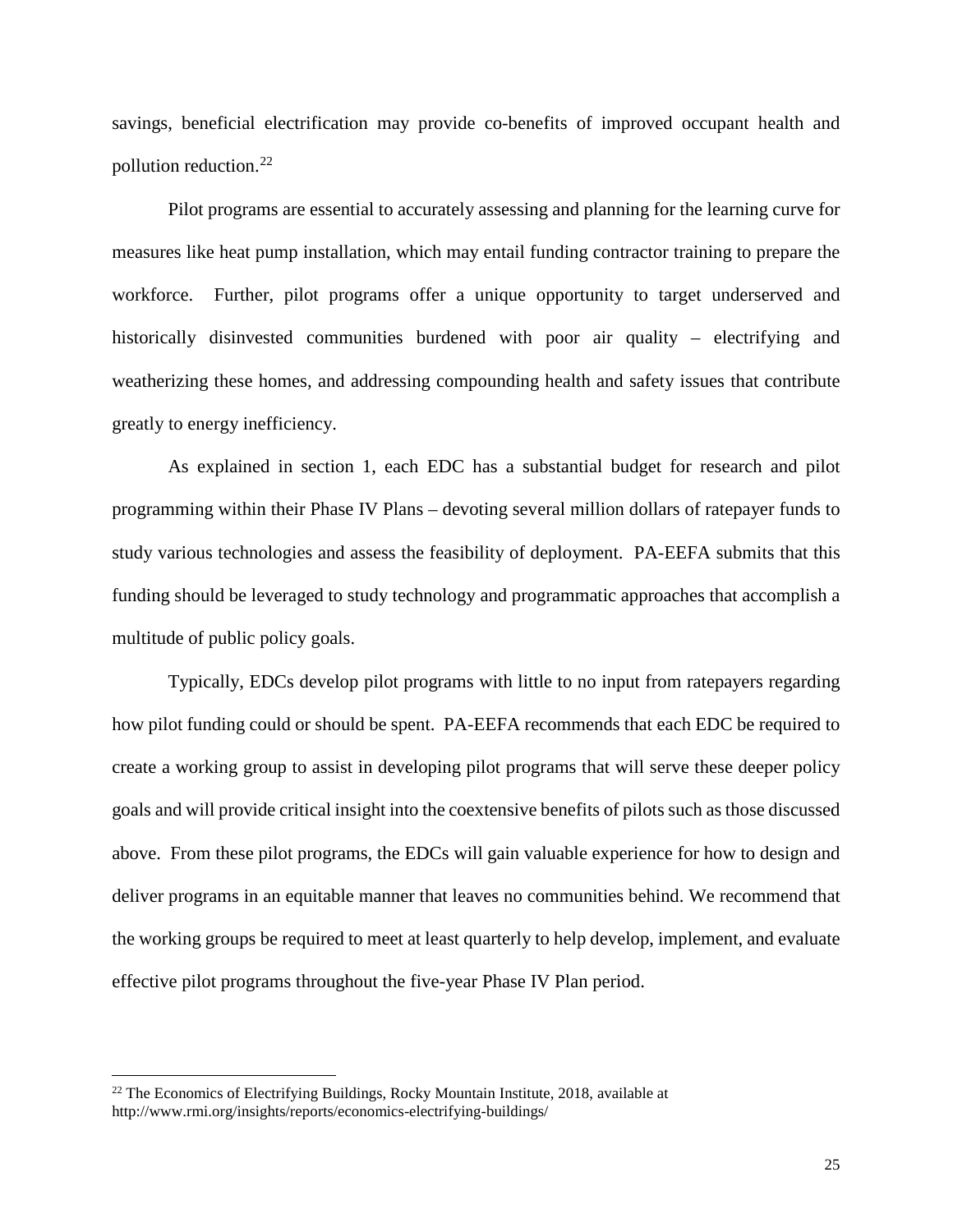savings, beneficial electrification may provide co-benefits of improved occupant health and pollution reduction.[22]

Pilot programs are essential to accurately assessing and planning for the learning curve for measures like heat pump installation, which may entail funding contractor training to prepare the workforce. Further, pilot programs offer a unique opportunity to target underserved and historically disinvested communities burdened with poor air quality – electrifying and weatherizing these homes, and addressing compounding health and safety issues that contribute greatly to energy inefficiency.

As explained in section 1, each EDC has a substantial budget for research and pilot programming within their Phase IV Plans – devoting several million dollars of ratepayer funds to study various technologies and assess the feasibility of deployment. PA-EEFA submits that this funding should be leveraged to study technology and programmatic approaches that accomplish a multitude of public policy goals.

Typically, EDCs develop pilot programs with little to no input from ratepayers regarding how pilot funding could or should be spent. PA-EEFA recommends that each EDC be required to create a working group to assist in developing pilot programs that will serve these deeper policy goals and will provide critical insight into the coextensive benefits of pilots such as those discussed above. From these pilot programs, the EDCs will gain valuable experience for how to design and deliver programs in an equitable manner that leaves no communities behind. We recommend that the working groups be required to meet at least quarterly to help develop, implement, and evaluate effective pilot programs throughout the five-year Phase IV Plan period.

[22] The Economics of Electrifying Buildings, Rocky Mountain Institute, 2018, available at http://www.rmi.org/insights/reports/economics-electrifying-buildings/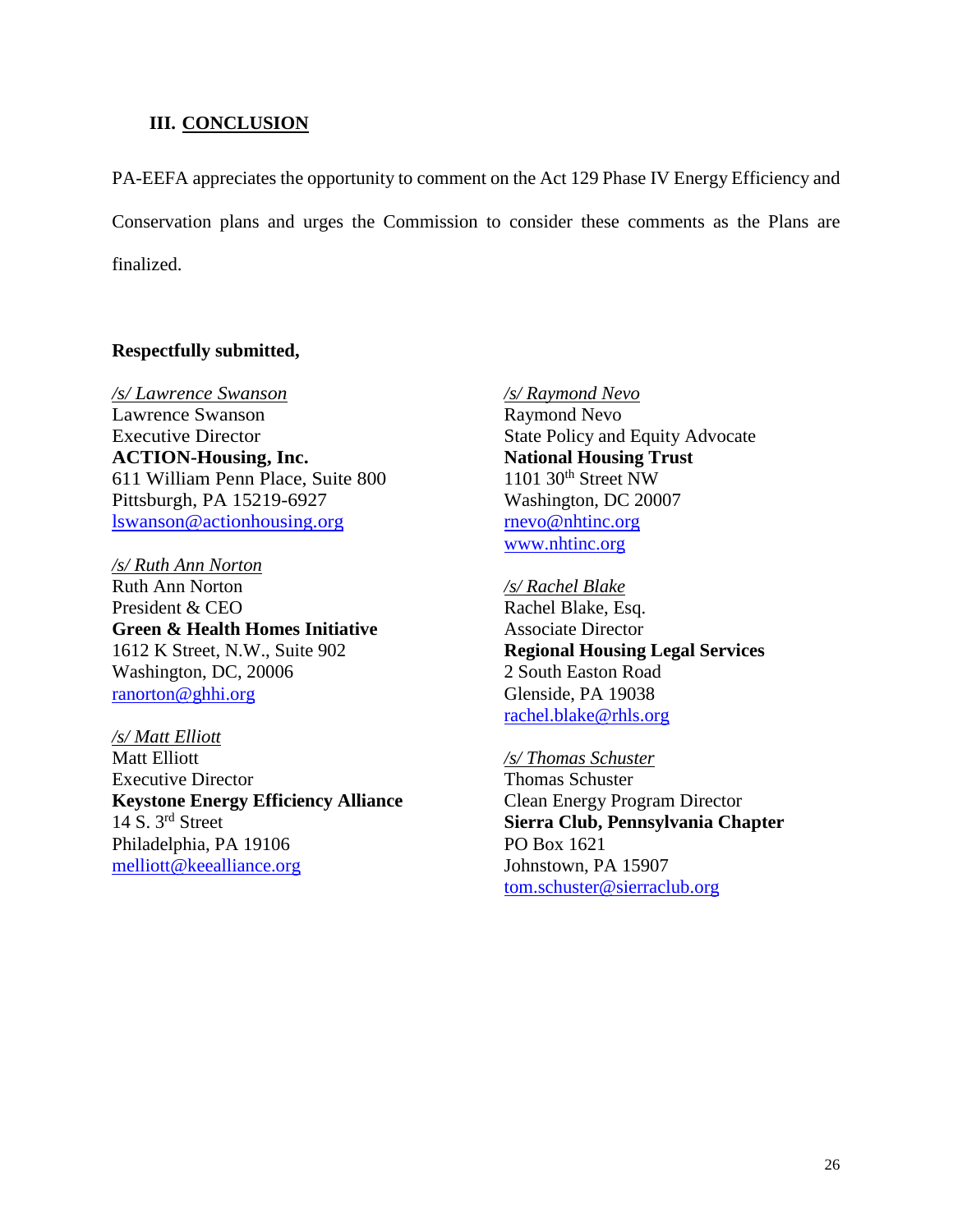## III. CONCLUSION

PA-EEFA appreciates the opportunity to comment on the Act 129 Phase IV Energy Efficiency and Conservation plans and urges the Commission to consider these comments as the Plans are finalized.

**Respectfully submitted,**

*/s/ Lawrence Swanson*
Lawrence Swanson
Executive Director
**ACTION-Housing, Inc.**
611 William Penn Place, Suite 800
Pittsburgh, PA 15219-6927
lswanson@actionhousing.org

*/s/ Ruth Ann Norton*
Ruth Ann Norton
President & CEO
**Green & Health Homes Initiative**
1612 K Street, N.W., Suite 902
Washington, DC, 20006
ranorton@ghhi.org

*/s/ Matt Elliott*
Matt Elliott
Executive Director
**Keystone Energy Efficiency Alliance**
14 S. 3rd Street
Philadelphia, PA 19106
melliott@keealliance.org

*/s/ Raymond Nevo*
Raymond Nevo
State Policy and Equity Advocate
**National Housing Trust**
1101 30th Street NW
Washington, DC 20007
rnevo@nhtinc.org
www.nhtinc.org

*/s/ Rachel Blake*
Rachel Blake, Esq.
Associate Director
**Regional Housing Legal Services**
2 South Easton Road
Glenside, PA 19038
rachel.blake@rhls.org

*/s/ Thomas Schuster*
Thomas Schuster
Clean Energy Program Director
**Sierra Club, Pennsylvania Chapter**
PO Box 1621
Johnstown, PA 15907
tom.schuster@sierraclub.org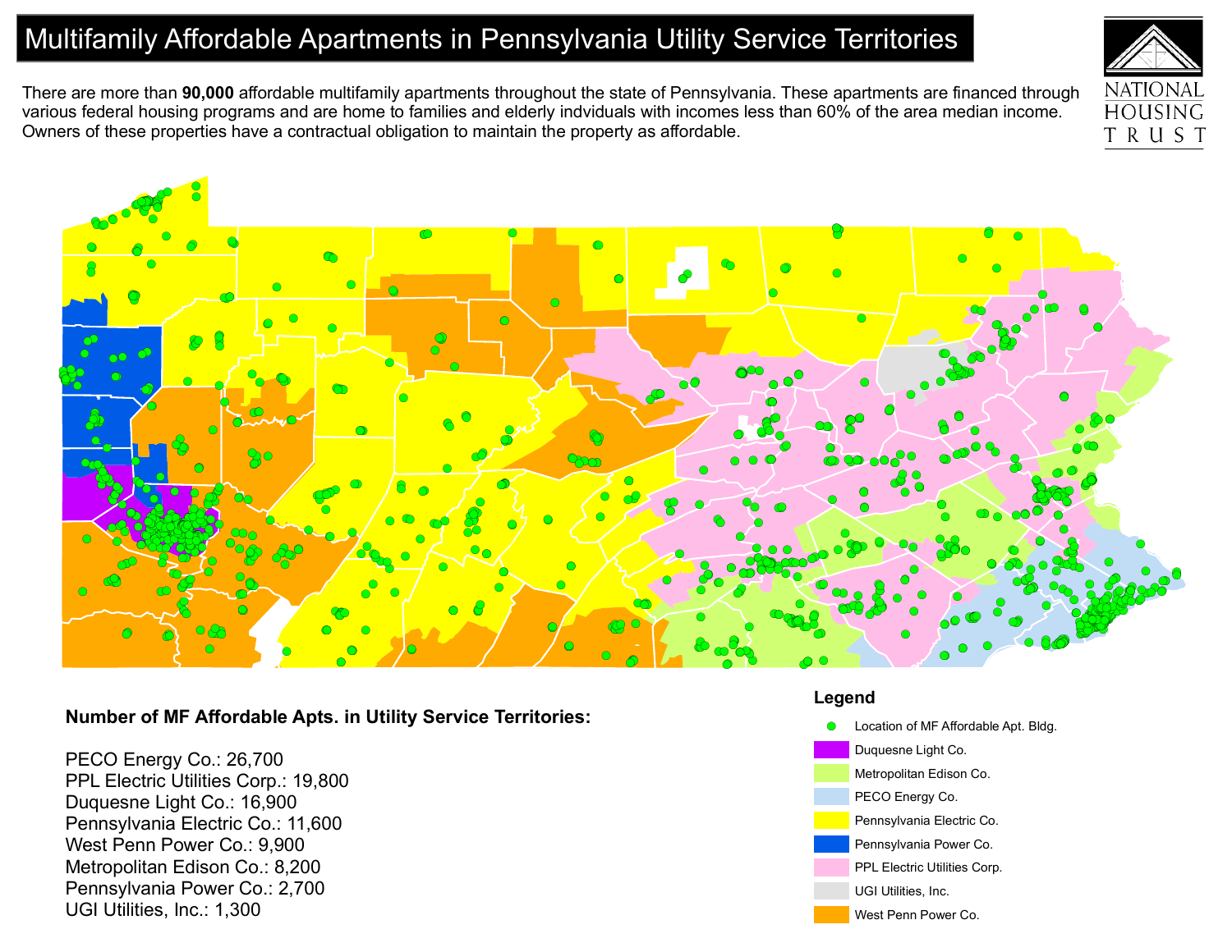# Multifamily Affordable Apartments in Pennsylvania Utility Service Territories

There are more than **90,000** affordable multifamily apartments throughout the state of Pennsylvania. These apartments are financed through various federal housing programs and are home to families and elderly indviduals with incomes less than 60% of the area median income. Owners of these properties have a contractual obligation to maintain the property as affordable.

NATIONAL HOUSING TRUST

**Number of MF Affordable Apts. in Utility Service Territories:**

PECO Energy Co.: 26,700
PPL Electric Utilities Corp.: 19,800
Duquesne Light Co.: 16,900
Pennsylvania Electric Co.: 11,600
West Penn Power Co.: 9,900
Metropolitan Edison Co.: 8,200
Pennsylvania Power Co.: 2,700
UGI Utilities, Inc.: 1,300

**Legend**

Location of MF Affordable Apt. Bldg.
Duquesne Light Co.
Metropolitan Edison Co.
PECO Energy Co.
Pennsylvania Electric Co.
Pennsylvania Power Co.
PPL Electric Utilities Corp.
UGI Utilities, Inc.
West Penn Power Co.